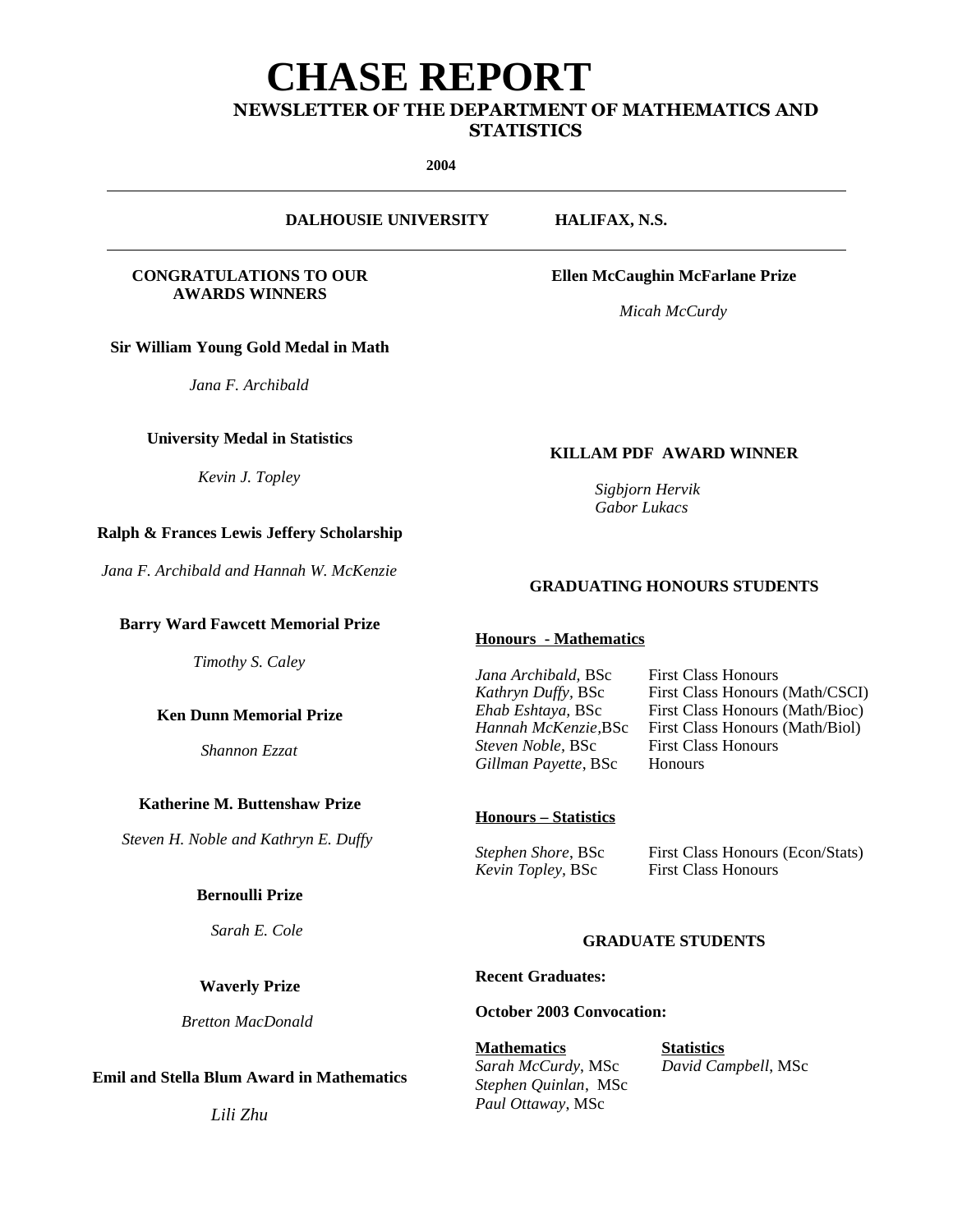# CHASE REPORT

## NEWSLETTER OF THE DEPARTMENT OF MATHEMATICS AND STATISTICS

**2004**

**DALHOUSIE UNIVERSITY HALIFAX, N.S.**

---

### CONGRATULATIONS TO OUR AWARDS WINNERS

**Sir William Young Gold Medal in Math**

*Jana F. Archibald*

**University Medal in Statistics**

*Kevin J. Topley*

**Ralph & Frances Lewis Jeffery Scholarship**

*Jana F. Archibald and Hannah W. McKenzie*

**Barry Ward Fawcett Memorial Prize**

*Timothy S. Caley*

**Ken Dunn Memorial Prize**

*Shannon Ezzat*

**Katherine M. Buttenshaw Prize**

*Steven H. Noble and Kathryn E. Duffy*

**Bernoulli Prize**

*Sarah E. Cole*

**Waverly Prize**

*Bretton MacDonald*

**Emil and Stella Blum Award in Mathematics**

*Lili Zhu*

**Ellen McCaughin McFarlane Prize**

*Micah McCurdy*

### KILLAM PDF AWARD WINNER

*Sigbjorn Hervik*
*Gabor Lukacs*

### GRADUATING HONOURS STUDENTS

**Honours - Mathematics**

| | |
|---|---|
| *Jana Archibald*, BSc | First Class Honours |
| *Kathryn Duffy*, BSc | First Class Honours (Math/CSCI) |
| *Ehab Eshtaya*, BSc | First Class Honours (Math/Bioc) |
| *Hannah McKenzie*,BSc | First Class Honours (Math/Biol) |
| *Steven Noble*, BSc | First Class Honours |
| *Gillman Payette*, BSc | Honours |

**Honours – Statistics**

| | |
|---|---|
| *Stephen Shore*, BSc | First Class Honours (Econ/Stats) |
| *Kevin Topley*, BSc | First Class Honours |

### GRADUATE STUDENTS

**Recent Graduates:**

**October 2003 Convocation:**

| Mathematics | Statistics |
|---|---|
| *Sarah McCurdy*, MSc | *David Campbell*, MSc |
| *Stephen Quinlan*, MSc | |
| *Paul Ottaway*, MSc | |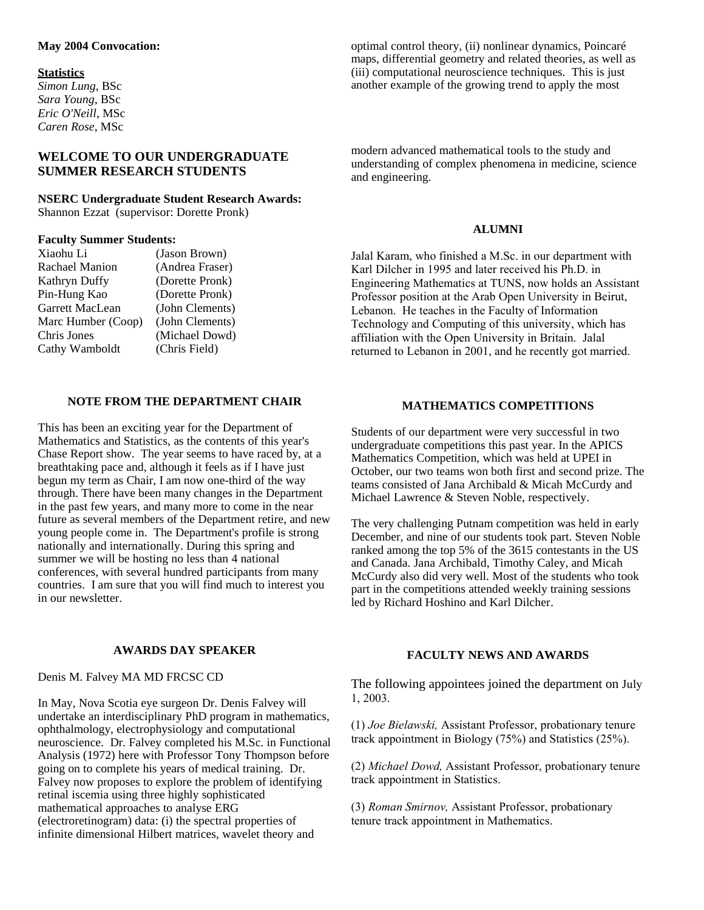**May 2004 Convocation:**

**Statistics**

*Simon Lung*, BSc
*Sara Young*, BSc
*Eric O'Neill*, MSc
*Caren Rose*, MSc

## WELCOME TO OUR UNDERGRADUATE SUMMER RESEARCH STUDENTS

**NSERC Undergraduate Student Research Awards:**
Shannon Ezzat (supervisor: Dorette Pronk)

**Faculty Summer Students:**

| | |
|---|---|
| Xiaohu Li | (Jason Brown) |
| Rachael Manion | (Andrea Fraser) |
| Kathryn Duffy | (Dorette Pronk) |
| Pin-Hung Kao | (Dorette Pronk) |
| Garrett MacLean | (John Clements) |
| Marc Humber (Coop) | (John Clements) |
| Chris Jones | (Michael Dowd) |
| Cathy Wamboldt | (Chris Field) |

## NOTE FROM THE DEPARTMENT CHAIR

This has been an exciting year for the Department of Mathematics and Statistics, as the contents of this year's Chase Report show. The year seems to have raced by, at a breathtaking pace and, although it feels as if I have just begun my term as Chair, I am now one-third of the way through. There have been many changes in the Department in the past few years, and many more to come in the near future as several members of the Department retire, and new young people come in. The Department's profile is strong nationally and internationally. During this spring and summer we will be hosting no less than 4 national conferences, with several hundred participants from many countries. I am sure that you will find much to interest you in our newsletter.

## AWARDS DAY SPEAKER

Denis M. Falvey MA MD FRCSC CD

In May, Nova Scotia eye surgeon Dr. Denis Falvey will undertake an interdisciplinary PhD program in mathematics, ophthalmology, electrophysiology and computational neuroscience. Dr. Falvey completed his M.Sc. in Functional Analysis (1972) here with Professor Tony Thompson before going on to complete his years of medical training. Dr. Falvey now proposes to explore the problem of identifying retinal iscemia using three highly sophisticated mathematical approaches to analyse ERG (electroretinogram) data: (i) the spectral properties of infinite dimensional Hilbert matrices, wavelet theory and optimal control theory, (ii) nonlinear dynamics, Poincaré maps, differential geometry and related theories, as well as (iii) computational neuroscience techniques. This is just another example of the growing trend to apply the most modern advanced mathematical tools to the study and understanding of complex phenomena in medicine, science and engineering.

## ALUMNI

Jalal Karam, who finished a M.Sc. in our department with Karl Dilcher in 1995 and later received his Ph.D. in Engineering Mathematics at TUNS, now holds an Assistant Professor position at the Arab Open University in Beirut, Lebanon. He teaches in the Faculty of Information Technology and Computing of this university, which has affiliation with the Open University in Britain. Jalal returned to Lebanon in 2001, and he recently got married.

## MATHEMATICS COMPETITIONS

Students of our department were very successful in two undergraduate competitions this past year. In the APICS Mathematics Competition, which was held at UPEI in October, our two teams won both first and second prize. The teams consisted of Jana Archibald & Micah McCurdy and Michael Lawrence & Steven Noble, respectively.

The very challenging Putnam competition was held in early December, and nine of our students took part. Steven Noble ranked among the top 5% of the 3615 contestants in the US and Canada. Jana Archibald, Timothy Caley, and Micah McCurdy also did very well. Most of the students who took part in the competitions attended weekly training sessions led by Richard Hoshino and Karl Dilcher.

## FACULTY NEWS AND AWARDS

The following appointees joined the department on July 1, 2003.

(1) *Joe Bielawski,* Assistant Professor, probationary tenure track appointment in Biology (75%) and Statistics (25%).

(2) *Michael Dowd,* Assistant Professor, probationary tenure track appointment in Statistics.

(3) *Roman Smirnov,* Assistant Professor, probationary tenure track appointment in Mathematics.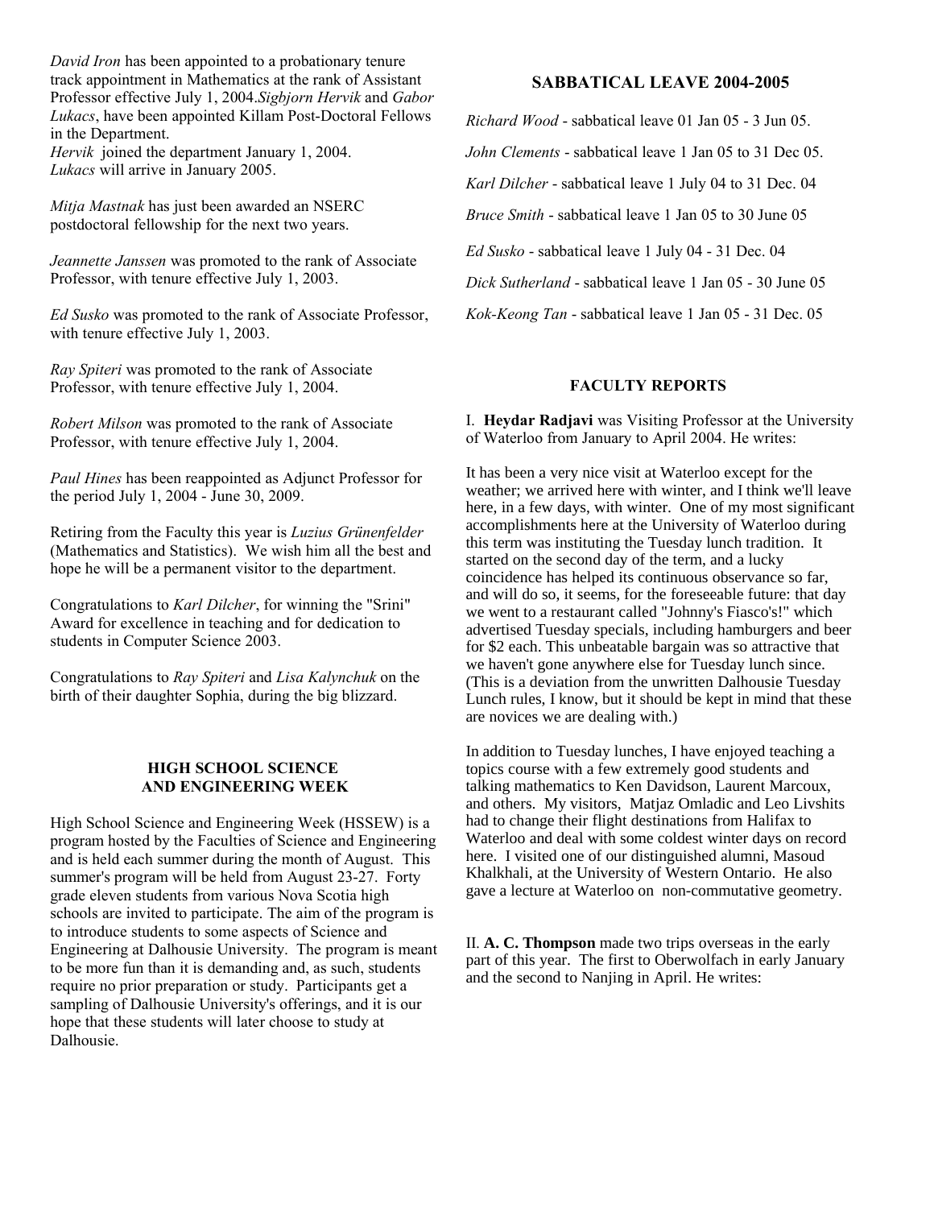*David Iron* has been appointed to a probationary tenure track appointment in Mathematics at the rank of Assistant Professor effective July 1, 2004.*Sigbjorn Hervik* and *Gabor Lukacs*, have been appointed Killam Post-Doctoral Fellows in the Department.
*Hervik* joined the department January 1, 2004.
*Lukacs* will arrive in January 2005.

*Mitja Mastnak* has just been awarded an NSERC postdoctoral fellowship for the next two years.

*Jeannette Janssen* was promoted to the rank of Associate Professor, with tenure effective July 1, 2003.

*Ed Susko* was promoted to the rank of Associate Professor, with tenure effective July 1, 2003.

*Ray Spiteri* was promoted to the rank of Associate Professor, with tenure effective July 1, 2004.

*Robert Milson* was promoted to the rank of Associate Professor, with tenure effective July 1, 2004.

*Paul Hines* has been reappointed as Adjunct Professor for the period July 1, 2004 - June 30, 2009.

Retiring from the Faculty this year is *Luzius Grünenfelder* (Mathematics and Statistics). We wish him all the best and hope he will be a permanent visitor to the department.

Congratulations to *Karl Dilcher*, for winning the "Srini" Award for excellence in teaching and for dedication to students in Computer Science 2003.

Congratulations to *Ray Spiteri* and *Lisa Kalynchuk* on the birth of their daughter Sophia, during the big blizzard.

## HIGH SCHOOL SCIENCE AND ENGINEERING WEEK

High School Science and Engineering Week (HSSEW) is a program hosted by the Faculties of Science and Engineering and is held each summer during the month of August. This summer's program will be held from August 23-27. Forty grade eleven students from various Nova Scotia high schools are invited to participate. The aim of the program is to introduce students to some aspects of Science and Engineering at Dalhousie University. The program is meant to be more fun than it is demanding and, as such, students require no prior preparation or study. Participants get a sampling of Dalhousie University's offerings, and it is our hope that these students will later choose to study at Dalhousie.

## SABBATICAL LEAVE 2004-2005

*Richard Wood* - sabbatical leave 01 Jan 05 - 3 Jun 05.

*John Clements* - sabbatical leave 1 Jan 05 to 31 Dec 05.

*Karl Dilcher* - sabbatical leave 1 July 04 to 31 Dec. 04

*Bruce Smith* - sabbatical leave 1 Jan 05 to 30 June 05

*Ed Susko* - sabbatical leave 1 July 04 - 31 Dec. 04

*Dick Sutherland* - sabbatical leave 1 Jan 05 - 30 June 05

*Kok-Keong Tan* - sabbatical leave 1 Jan 05 - 31 Dec. 05

## FACULTY REPORTS

I. **Heydar Radjavi** was Visiting Professor at the University of Waterloo from January to April 2004. He writes:

It has been a very nice visit at Waterloo except for the weather; we arrived here with winter, and I think we'll leave here, in a few days, with winter. One of my most significant accomplishments here at the University of Waterloo during this term was instituting the Tuesday lunch tradition. It started on the second day of the term, and a lucky coincidence has helped its continuous observance so far, and will do so, it seems, for the foreseeable future: that day we went to a restaurant called "Johnny's Fiasco's!" which advertised Tuesday specials, including hamburgers and beer for $2 each. This unbeatable bargain was so attractive that we haven't gone anywhere else for Tuesday lunch since. (This is a deviation from the unwritten Dalhousie Tuesday Lunch rules, I know, but it should be kept in mind that these are novices we are dealing with.)

In addition to Tuesday lunches, I have enjoyed teaching a topics course with a few extremely good students and talking mathematics to Ken Davidson, Laurent Marcoux, and others. My visitors, Matjaz Omladic and Leo Livshits had to change their flight destinations from Halifax to Waterloo and deal with some coldest winter days on record here. I visited one of our distinguished alumni, Masoud Khalkhali, at the University of Western Ontario. He also gave a lecture at Waterloo on non-commutative geometry.

II. **A. C. Thompson** made two trips overseas in the early part of this year. The first to Oberwolfach in early January and the second to Nanjing in April. He writes: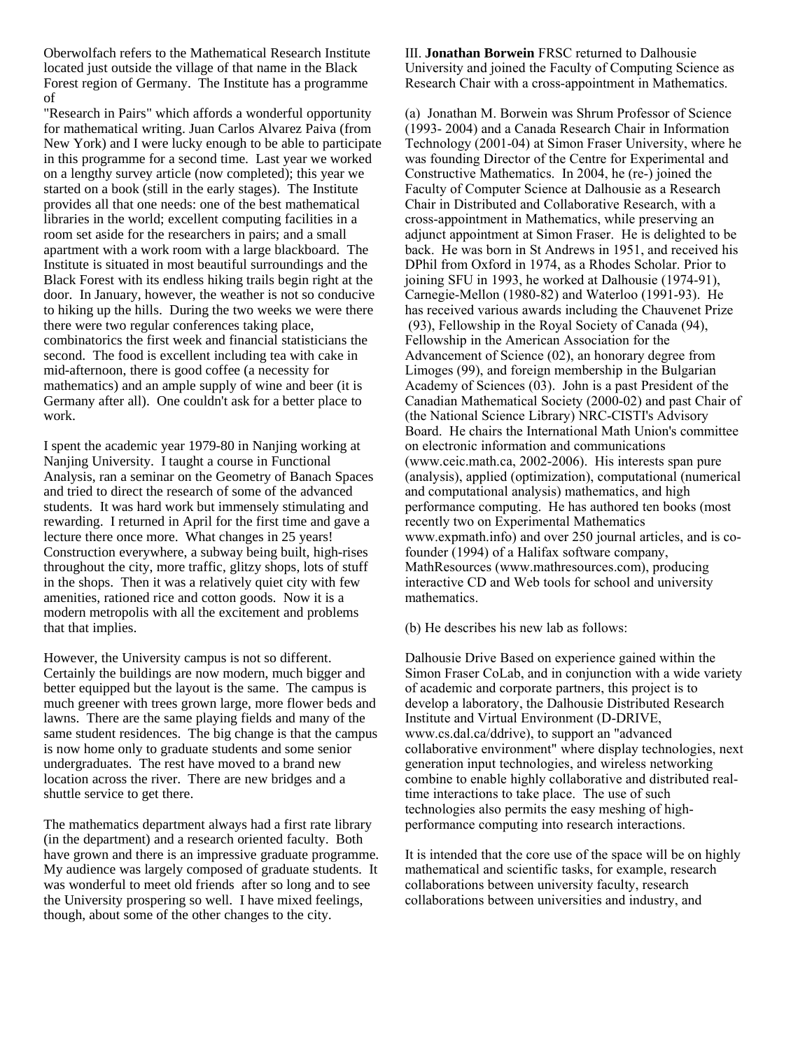Oberwolfach refers to the Mathematical Research Institute located just outside the village of that name in the Black Forest region of Germany. The Institute has a programme of "Research in Pairs" which affords a wonderful opportunity for mathematical writing. Juan Carlos Alvarez Paiva (from New York) and I were lucky enough to be able to participate in this programme for a second time. Last year we worked on a lengthy survey article (now completed); this year we started on a book (still in the early stages). The Institute provides all that one needs: one of the best mathematical libraries in the world; excellent computing facilities in a room set aside for the researchers in pairs; and a small apartment with a work room with a large blackboard. The Institute is situated in most beautiful surroundings and the Black Forest with its endless hiking trails begin right at the door. In January, however, the weather is not so conducive to hiking up the hills. During the two weeks we were there there were two regular conferences taking place, combinatorics the first week and financial statisticians the second. The food is excellent including tea with cake in mid-afternoon, there is good coffee (a necessity for mathematics) and an ample supply of wine and beer (it is Germany after all). One couldn't ask for a better place to work.

I spent the academic year 1979-80 in Nanjing working at Nanjing University. I taught a course in Functional Analysis, ran a seminar on the Geometry of Banach Spaces and tried to direct the research of some of the advanced students. It was hard work but immensely stimulating and rewarding. I returned in April for the first time and gave a lecture there once more. What changes in 25 years! Construction everywhere, a subway being built, high-rises throughout the city, more traffic, glitzy shops, lots of stuff in the shops. Then it was a relatively quiet city with few amenities, rationed rice and cotton goods. Now it is a modern metropolis with all the excitement and problems that that implies.

However, the University campus is not so different. Certainly the buildings are now modern, much bigger and better equipped but the layout is the same. The campus is much greener with trees grown large, more flower beds and lawns. There are the same playing fields and many of the same student residences. The big change is that the campus is now home only to graduate students and some senior undergraduates. The rest have moved to a brand new location across the river. There are new bridges and a shuttle service to get there.

The mathematics department always had a first rate library (in the department) and a research oriented faculty. Both have grown and there is an impressive graduate programme. My audience was largely composed of graduate students. It was wonderful to meet old friends after so long and to see the University prospering so well. I have mixed feelings, though, about some of the other changes to the city.

III. **Jonathan Borwein** FRSC returned to Dalhousie University and joined the Faculty of Computing Science as Research Chair with a cross-appointment in Mathematics.

(a) Jonathan M. Borwein was Shrum Professor of Science (1993- 2004) and a Canada Research Chair in Information Technology (2001-04) at Simon Fraser University, where he was founding Director of the Centre for Experimental and Constructive Mathematics. In 2004, he (re-) joined the Faculty of Computer Science at Dalhousie as a Research Chair in Distributed and Collaborative Research, with a cross-appointment in Mathematics, while preserving an adjunct appointment at Simon Fraser. He is delighted to be back. He was born in St Andrews in 1951, and received his DPhil from Oxford in 1974, as a Rhodes Scholar. Prior to joining SFU in 1993, he worked at Dalhousie (1974-91), Carnegie-Mellon (1980-82) and Waterloo (1991-93). He has received various awards including the Chauvenet Prize (93), Fellowship in the Royal Society of Canada (94), Fellowship in the American Association for the Advancement of Science (02), an honorary degree from Limoges (99), and foreign membership in the Bulgarian Academy of Sciences (03). John is a past President of the Canadian Mathematical Society (2000-02) and past Chair of (the National Science Library) NRC-CISTI's Advisory Board. He chairs the International Math Union's committee on electronic information and communications (www.ceic.math.ca, 2002-2006). His interests span pure (analysis), applied (optimization), computational (numerical and computational analysis) mathematics, and high performance computing. He has authored ten books (most recently two on Experimental Mathematics www.expmath.info) and over 250 journal articles, and is co-founder (1994) of a Halifax software company, MathResources (www.mathresources.com), producing interactive CD and Web tools for school and university mathematics.

(b) He describes his new lab as follows:

Dalhousie Drive Based on experience gained within the Simon Fraser CoLab, and in conjunction with a wide variety of academic and corporate partners, this project is to develop a laboratory, the Dalhousie Distributed Research Institute and Virtual Environment (D-DRIVE, www.cs.dal.ca/ddrive), to support an "advanced collaborative environment" where display technologies, next generation input technologies, and wireless networking combine to enable highly collaborative and distributed real-time interactions to take place. The use of such technologies also permits the easy meshing of high-performance computing into research interactions.

It is intended that the core use of the space will be on highly mathematical and scientific tasks, for example, research collaborations between university faculty, research collaborations between universities and industry, and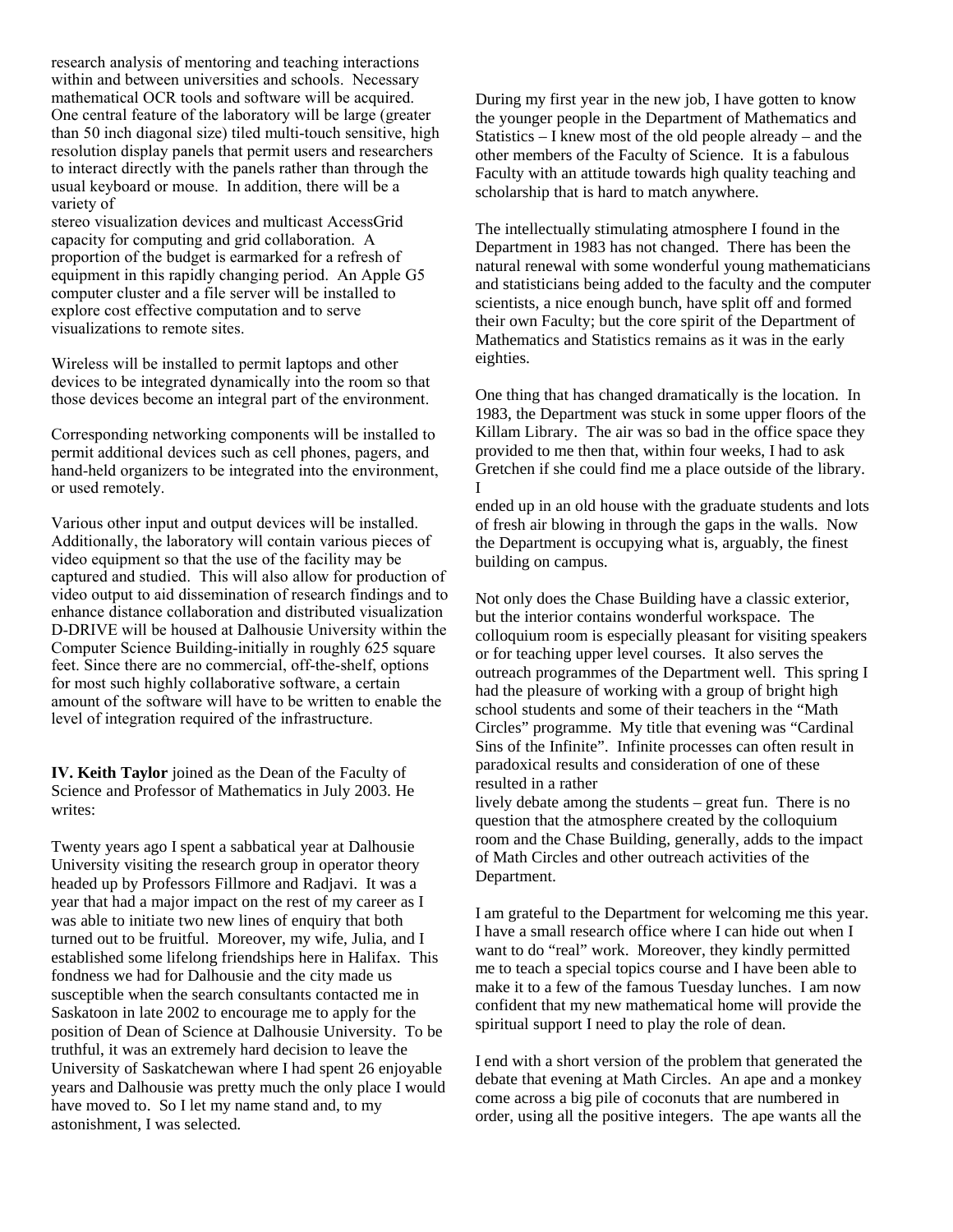research analysis of mentoring and teaching interactions within and between universities and schools. Necessary mathematical OCR tools and software will be acquired. One central feature of the laboratory will be large (greater than 50 inch diagonal size) tiled multi-touch sensitive, high resolution display panels that permit users and researchers to interact directly with the panels rather than through the usual keyboard or mouse. In addition, there will be a variety of stereo visualization devices and multicast AccessGrid capacity for computing and grid collaboration. A proportion of the budget is earmarked for a refresh of equipment in this rapidly changing period. An Apple G5 computer cluster and a file server will be installed to explore cost effective computation and to serve visualizations to remote sites.

Wireless will be installed to permit laptops and other devices to be integrated dynamically into the room so that those devices become an integral part of the environment.

Corresponding networking components will be installed to permit additional devices such as cell phones, pagers, and hand-held organizers to be integrated into the environment, or used remotely.

Various other input and output devices will be installed. Additionally, the laboratory will contain various pieces of video equipment so that the use of the facility may be captured and studied. This will also allow for production of video output to aid dissemination of research findings and to enhance distance collaboration and distributed visualization D-DRIVE will be housed at Dalhousie University within the Computer Science Building-initially in roughly 625 square feet. Since there are no commercial, off-the-shelf, options for most such highly collaborative software, a certain amount of the software will have to be written to enable the level of integration required of the infrastructure.

**IV. Keith Taylor** joined as the Dean of the Faculty of Science and Professor of Mathematics in July 2003. He writes:

Twenty years ago I spent a sabbatical year at Dalhousie University visiting the research group in operator theory headed up by Professors Fillmore and Radjavi. It was a year that had a major impact on the rest of my career as I was able to initiate two new lines of enquiry that both turned out to be fruitful. Moreover, my wife, Julia, and I established some lifelong friendships here in Halifax. This fondness we had for Dalhousie and the city made us susceptible when the search consultants contacted me in Saskatoon in late 2002 to encourage me to apply for the position of Dean of Science at Dalhousie University. To be truthful, it was an extremely hard decision to leave the University of Saskatchewan where I had spent 26 enjoyable years and Dalhousie was pretty much the only place I would have moved to. So I let my name stand and, to my astonishment, I was selected.

During my first year in the new job, I have gotten to know the younger people in the Department of Mathematics and Statistics – I knew most of the old people already – and the other members of the Faculty of Science. It is a fabulous Faculty with an attitude towards high quality teaching and scholarship that is hard to match anywhere.

The intellectually stimulating atmosphere I found in the Department in 1983 has not changed. There has been the natural renewal with some wonderful young mathematicians and statisticians being added to the faculty and the computer scientists, a nice enough bunch, have split off and formed their own Faculty; but the core spirit of the Department of Mathematics and Statistics remains as it was in the early eighties.

One thing that has changed dramatically is the location. In 1983, the Department was stuck in some upper floors of the Killam Library. The air was so bad in the office space they provided to me then that, within four weeks, I had to ask Gretchen if she could find me a place outside of the library. I ended up in an old house with the graduate students and lots of fresh air blowing in through the gaps in the walls. Now the Department is occupying what is, arguably, the finest building on campus.

Not only does the Chase Building have a classic exterior, but the interior contains wonderful workspace. The colloquium room is especially pleasant for visiting speakers or for teaching upper level courses. It also serves the outreach programmes of the Department well. This spring I had the pleasure of working with a group of bright high school students and some of their teachers in the "Math Circles" programme. My title that evening was "Cardinal Sins of the Infinite". Infinite processes can often result in paradoxical results and consideration of one of these resulted in a rather lively debate among the students – great fun. There is no question that the atmosphere created by the colloquium room and the Chase Building, generally, adds to the impact of Math Circles and other outreach activities of the Department.

I am grateful to the Department for welcoming me this year. I have a small research office where I can hide out when I want to do "real" work. Moreover, they kindly permitted me to teach a special topics course and I have been able to make it to a few of the famous Tuesday lunches. I am now confident that my new mathematical home will provide the spiritual support I need to play the role of dean.

I end with a short version of the problem that generated the debate that evening at Math Circles. An ape and a monkey come across a big pile of coconuts that are numbered in order, using all the positive integers. The ape wants all the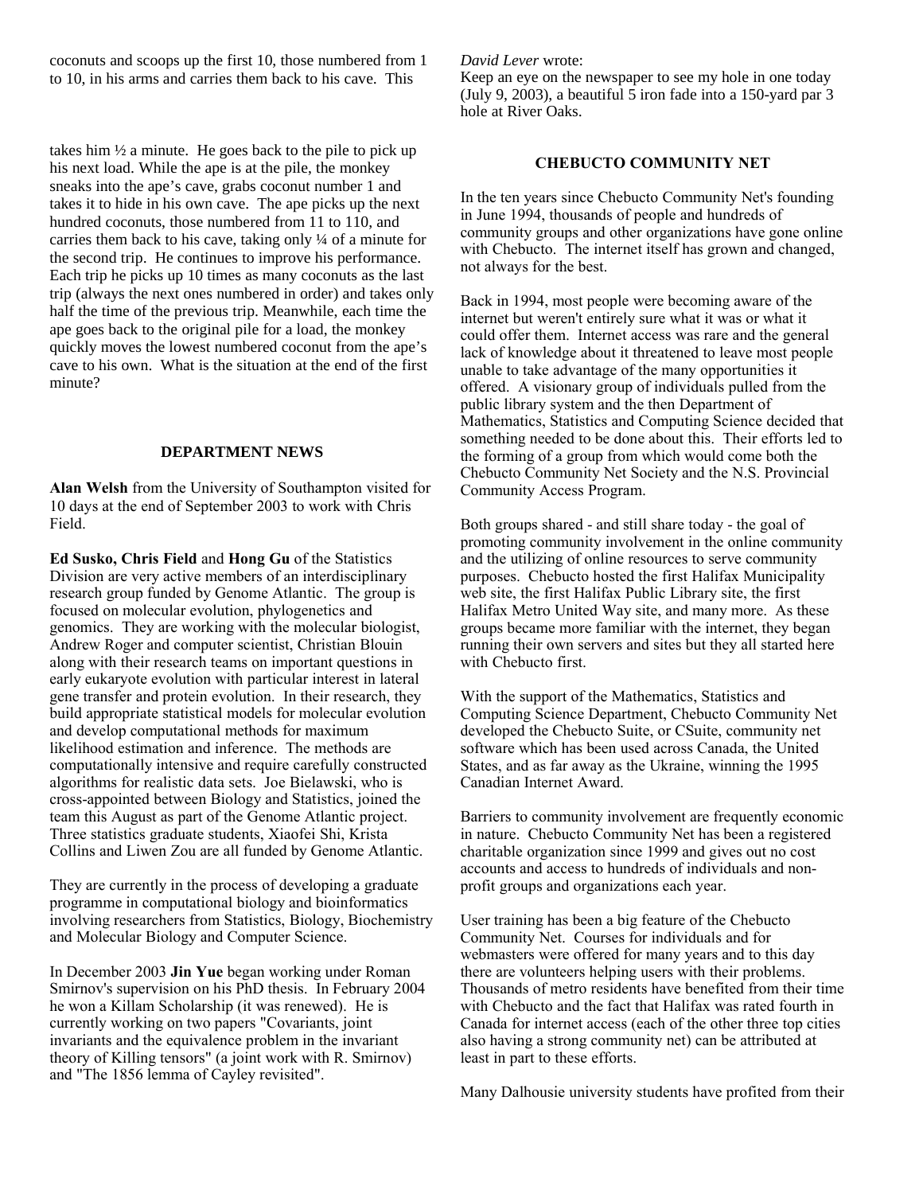coconuts and scoops up the first 10, those numbered from 1 to 10, in his arms and carries them back to his cave. This takes him ½ a minute. He goes back to the pile to pick up his next load. While the ape is at the pile, the monkey sneaks into the ape's cave, grabs coconut number 1 and takes it to hide in his own cave. The ape picks up the next hundred coconuts, those numbered from 11 to 110, and carries them back to his cave, taking only ¼ of a minute for the second trip. He continues to improve his performance. Each trip he picks up 10 times as many coconuts as the last trip (always the next ones numbered in order) and takes only half the time of the previous trip. Meanwhile, each time the ape goes back to the original pile for a load, the monkey quickly moves the lowest numbered coconut from the ape's cave to his own. What is the situation at the end of the first minute?

## DEPARTMENT NEWS

**Alan Welsh** from the University of Southampton visited for 10 days at the end of September 2003 to work with Chris Field.

**Ed Susko, Chris Field** and **Hong Gu** of the Statistics Division are very active members of an interdisciplinary research group funded by Genome Atlantic. The group is focused on molecular evolution, phylogenetics and genomics. They are working with the molecular biologist, Andrew Roger and computer scientist, Christian Blouin along with their research teams on important questions in early eukaryote evolution with particular interest in lateral gene transfer and protein evolution. In their research, they build appropriate statistical models for molecular evolution and develop computational methods for maximum likelihood estimation and inference. The methods are computationally intensive and require carefully constructed algorithms for realistic data sets. Joe Bielawski, who is cross-appointed between Biology and Statistics, joined the team this August as part of the Genome Atlantic project. Three statistics graduate students, Xiaofei Shi, Krista Collins and Liwen Zou are all funded by Genome Atlantic.

They are currently in the process of developing a graduate programme in computational biology and bioinformatics involving researchers from Statistics, Biology, Biochemistry and Molecular Biology and Computer Science.

In December 2003 **Jin Yue** began working under Roman Smirnov's supervision on his PhD thesis. In February 2004 he won a Killam Scholarship (it was renewed). He is currently working on two papers "Covariants, joint invariants and the equivalence problem in the invariant theory of Killing tensors" (a joint work with R. Smirnov) and "The 1856 lemma of Cayley revisited".

*David Lever* wrote:
Keep an eye on the newspaper to see my hole in one today (July 9, 2003), a beautiful 5 iron fade into a 150-yard par 3 hole at River Oaks.

## CHEBUCTO COMMUNITY NET

In the ten years since Chebucto Community Net's founding in June 1994, thousands of people and hundreds of community groups and other organizations have gone online with Chebucto. The internet itself has grown and changed, not always for the best.

Back in 1994, most people were becoming aware of the internet but weren't entirely sure what it was or what it could offer them. Internet access was rare and the general lack of knowledge about it threatened to leave most people unable to take advantage of the many opportunities it offered. A visionary group of individuals pulled from the public library system and the then Department of Mathematics, Statistics and Computing Science decided that something needed to be done about this. Their efforts led to the forming of a group from which would come both the Chebucto Community Net Society and the N.S. Provincial Community Access Program.

Both groups shared - and still share today - the goal of promoting community involvement in the online community and the utilizing of online resources to serve community purposes. Chebucto hosted the first Halifax Municipality web site, the first Halifax Public Library site, the first Halifax Metro United Way site, and many more. As these groups became more familiar with the internet, they began running their own servers and sites but they all started here with Chebucto first.

With the support of the Mathematics, Statistics and Computing Science Department, Chebucto Community Net developed the Chebucto Suite, or CSuite, community net software which has been used across Canada, the United States, and as far away as the Ukraine, winning the 1995 Canadian Internet Award.

Barriers to community involvement are frequently economic in nature. Chebucto Community Net has been a registered charitable organization since 1999 and gives out no cost accounts and access to hundreds of individuals and non-profit groups and organizations each year.

User training has been a big feature of the Chebucto Community Net. Courses for individuals and for webmasters were offered for many years and to this day there are volunteers helping users with their problems. Thousands of metro residents have benefited from their time with Chebucto and the fact that Halifax was rated fourth in Canada for internet access (each of the other three top cities also having a strong community net) can be attributed at least in part to these efforts.

Many Dalhousie university students have profited from their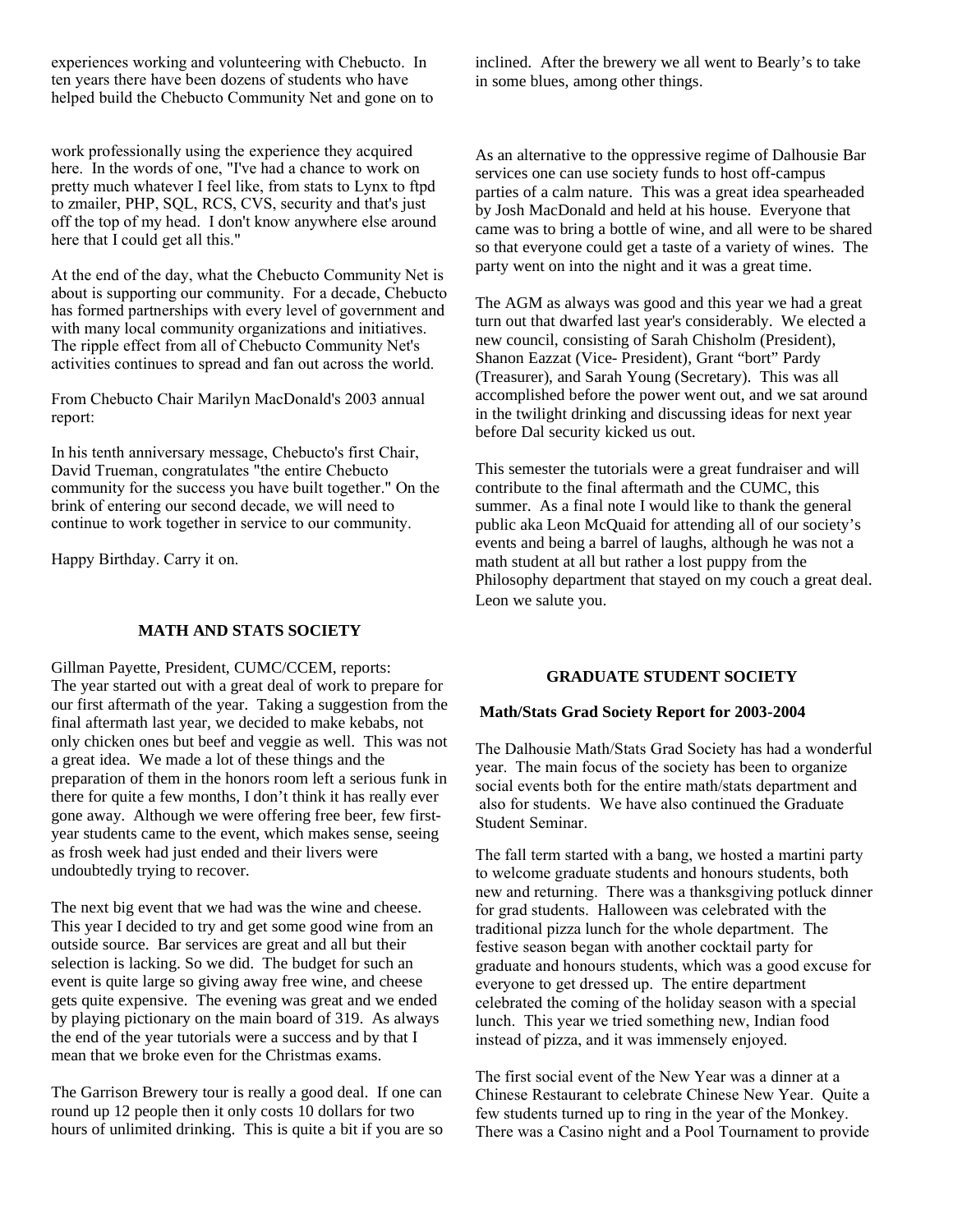experiences working and volunteering with Chebucto. In ten years there have been dozens of students who have helped build the Chebucto Community Net and gone on to work professionally using the experience they acquired here. In the words of one, "I've had a chance to work on pretty much whatever I feel like, from stats to Lynx to ftpd to zmailer, PHP, SQL, RCS, CVS, security and that's just off the top of my head. I don't know anywhere else around here that I could get all this."

At the end of the day, what the Chebucto Community Net is about is supporting our community. For a decade, Chebucto has formed partnerships with every level of government and with many local community organizations and initiatives. The ripple effect from all of Chebucto Community Net's activities continues to spread and fan out across the world.

From Chebucto Chair Marilyn MacDonald's 2003 annual report:

In his tenth anniversary message, Chebucto's first Chair, David Trueman, congratulates "the entire Chebucto community for the success you have built together." On the brink of entering our second decade, we will need to continue to work together in service to our community.

Happy Birthday. Carry it on.

## MATH AND STATS SOCIETY

Gillman Payette, President, CUMC/CCEM, reports:
The year started out with a great deal of work to prepare for our first aftermath of the year. Taking a suggestion from the final aftermath last year, we decided to make kebabs, not only chicken ones but beef and veggie as well. This was not a great idea. We made a lot of these things and the preparation of them in the honors room left a serious funk in there for quite a few months, I don't think it has really ever gone away. Although we were offering free beer, few first-year students came to the event, which makes sense, seeing as frosh week had just ended and their livers were undoubtedly trying to recover.

The next big event that we had was the wine and cheese. This year I decided to try and get some good wine from an outside source. Bar services are great and all but their selection is lacking. So we did. The budget for such an event is quite large so giving away free wine, and cheese gets quite expensive. The evening was great and we ended by playing pictionary on the main board of 319. As always the end of the year tutorials were a success and by that I mean that we broke even for the Christmas exams.

The Garrison Brewery tour is really a good deal. If one can round up 12 people then it only costs 10 dollars for two hours of unlimited drinking. This is quite a bit if you are so inclined. After the brewery we all went to Bearly's to take in some blues, among other things.

As an alternative to the oppressive regime of Dalhousie Bar services one can use society funds to host off-campus parties of a calm nature. This was a great idea spearheaded by Josh MacDonald and held at his house. Everyone that came was to bring a bottle of wine, and all were to be shared so that everyone could get a taste of a variety of wines. The party went on into the night and it was a great time.

The AGM as always was good and this year we had a great turn out that dwarfed last year's considerably. We elected a new council, consisting of Sarah Chisholm (President), Shanon Eazzat (Vice- President), Grant "bort" Pardy (Treasurer), and Sarah Young (Secretary). This was all accomplished before the power went out, and we sat around in the twilight drinking and discussing ideas for next year before Dal security kicked us out.

This semester the tutorials were a great fundraiser and will contribute to the final aftermath and the CUMC, this summer. As a final note I would like to thank the general public aka Leon McQuaid for attending all of our society's events and being a barrel of laughs, although he was not a math student at all but rather a lost puppy from the Philosophy department that stayed on my couch a great deal. Leon we salute you.

## GRADUATE STUDENT SOCIETY

### Math/Stats Grad Society Report for 2003-2004

The Dalhousie Math/Stats Grad Society has had a wonderful year. The main focus of the society has been to organize social events both for the entire math/stats department and also for students. We have also continued the Graduate Student Seminar.

The fall term started with a bang, we hosted a martini party to welcome graduate students and honours students, both new and returning. There was a thanksgiving potluck dinner for grad students. Halloween was celebrated with the traditional pizza lunch for the whole department. The festive season began with another cocktail party for graduate and honours students, which was a good excuse for everyone to get dressed up. The entire department celebrated the coming of the holiday season with a special lunch. This year we tried something new, Indian food instead of pizza, and it was immensely enjoyed.

The first social event of the New Year was a dinner at a Chinese Restaurant to celebrate Chinese New Year. Quite a few students turned up to ring in the year of the Monkey. There was a Casino night and a Pool Tournament to provide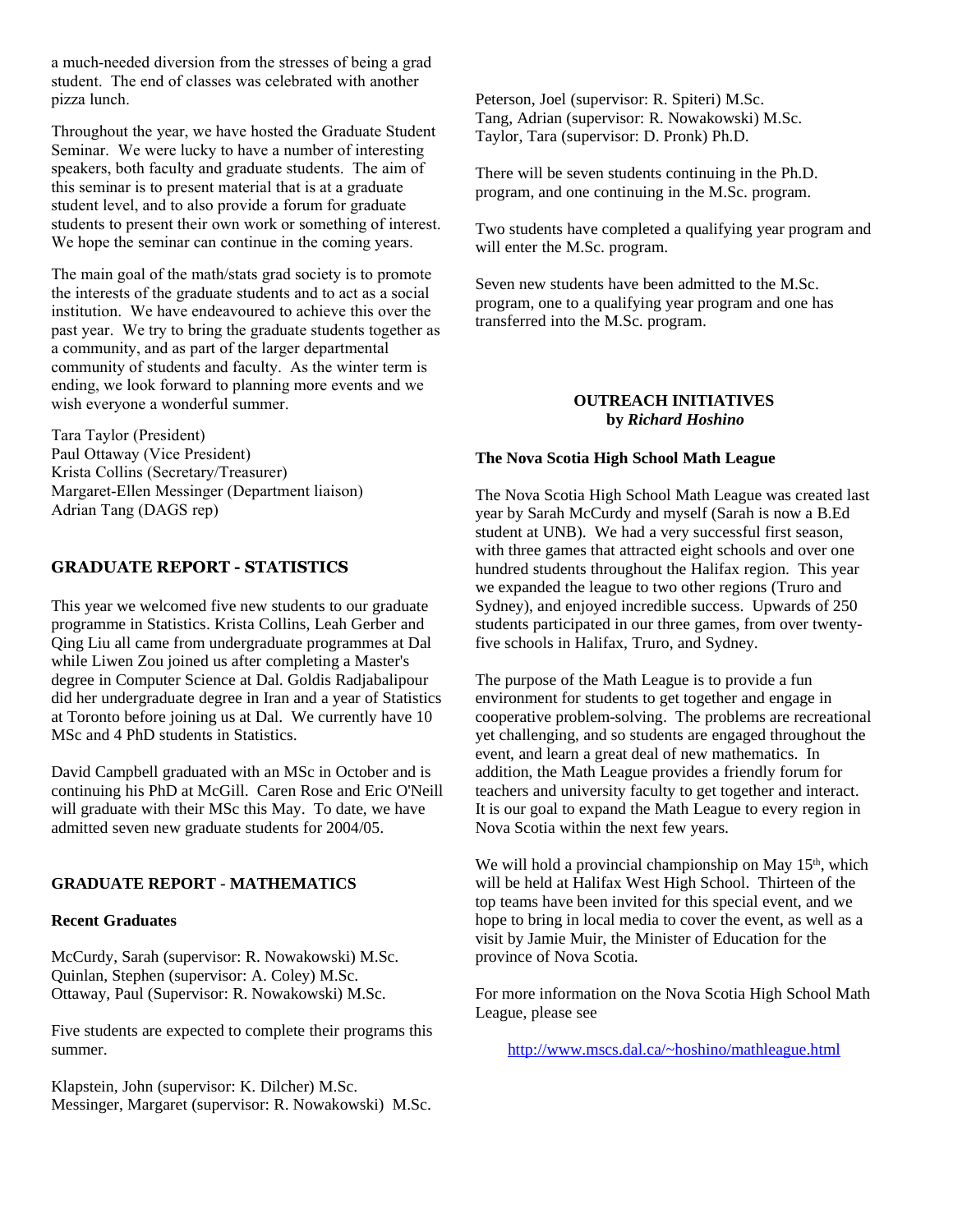a much-needed diversion from the stresses of being a grad student. The end of classes was celebrated with another pizza lunch.

Throughout the year, we have hosted the Graduate Student Seminar. We were lucky to have a number of interesting speakers, both faculty and graduate students. The aim of this seminar is to present material that is at a graduate student level, and to also provide a forum for graduate students to present their own work or something of interest. We hope the seminar can continue in the coming years.

The main goal of the math/stats grad society is to promote the interests of the graduate students and to act as a social institution. We have endeavoured to achieve this over the past year. We try to bring the graduate students together as a community, and as part of the larger departmental community of students and faculty. As the winter term is ending, we look forward to planning more events and we wish everyone a wonderful summer.

Tara Taylor (President)
Paul Ottaway (Vice President)
Krista Collins (Secretary/Treasurer)
Margaret-Ellen Messinger (Department liaison)
Adrian Tang (DAGS rep)

## GRADUATE REPORT - STATISTICS

This year we welcomed five new students to our graduate programme in Statistics. Krista Collins, Leah Gerber and Qing Liu all came from undergraduate programmes at Dal while Liwen Zou joined us after completing a Master's degree in Computer Science at Dal. Goldis Radjabalipour did her undergraduate degree in Iran and a year of Statistics at Toronto before joining us at Dal. We currently have 10 MSc and 4 PhD students in Statistics.

David Campbell graduated with an MSc in October and is continuing his PhD at McGill. Caren Rose and Eric O'Neill will graduate with their MSc this May. To date, we have admitted seven new graduate students for 2004/05.

## GRADUATE REPORT - MATHEMATICS

### Recent Graduates

McCurdy, Sarah (supervisor: R. Nowakowski) M.Sc.
Quinlan, Stephen (supervisor: A. Coley) M.Sc.
Ottaway, Paul (Supervisor: R. Nowakowski) M.Sc.

Five students are expected to complete their programs this summer.

Klapstein, John (supervisor: K. Dilcher) M.Sc.
Messinger, Margaret (supervisor: R. Nowakowski) M.Sc.
Peterson, Joel (supervisor: R. Spiteri) M.Sc.
Tang, Adrian (supervisor: R. Nowakowski) M.Sc.
Taylor, Tara (supervisor: D. Pronk) Ph.D.

There will be seven students continuing in the Ph.D. program, and one continuing in the M.Sc. program.

Two students have completed a qualifying year program and will enter the M.Sc. program.

Seven new students have been admitted to the M.Sc. program, one to a qualifying year program and one has transferred into the M.Sc. program.

## OUTREACH INITIATIVES
**by *Richard Hoshino***

### The Nova Scotia High School Math League

The Nova Scotia High School Math League was created last year by Sarah McCurdy and myself (Sarah is now a B.Ed student at UNB). We had a very successful first season, with three games that attracted eight schools and over one hundred students throughout the Halifax region. This year we expanded the league to two other regions (Truro and Sydney), and enjoyed incredible success. Upwards of 250 students participated in our three games, from over twenty-five schools in Halifax, Truro, and Sydney.

The purpose of the Math League is to provide a fun environment for students to get together and engage in cooperative problem-solving. The problems are recreational yet challenging, and so students are engaged throughout the event, and learn a great deal of new mathematics. In addition, the Math League provides a friendly forum for teachers and university faculty to get together and interact. It is our goal to expand the Math League to every region in Nova Scotia within the next few years.

We will hold a provincial championship on May 15th, which will be held at Halifax West High School. Thirteen of the top teams have been invited for this special event, and we hope to bring in local media to cover the event, as well as a visit by Jamie Muir, the Minister of Education for the province of Nova Scotia.

For more information on the Nova Scotia High School Math League, please see

http://www.mscs.dal.ca/~hoshino/mathleague.html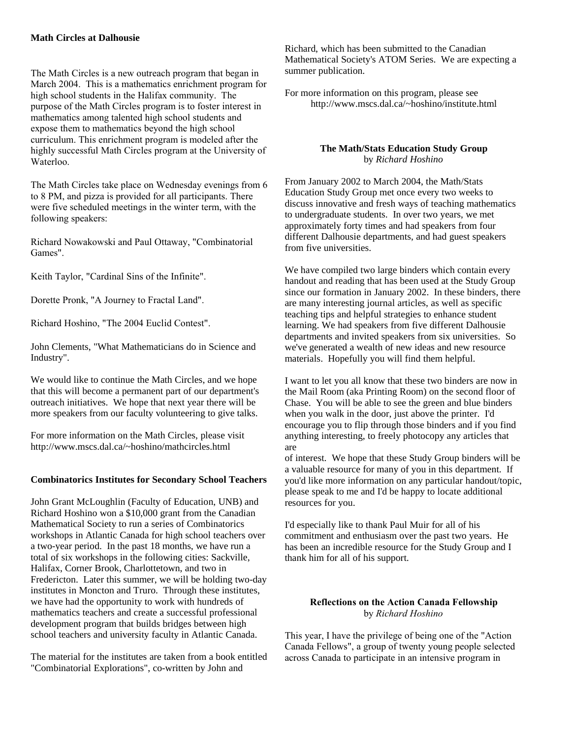### Math Circles at Dalhousie

The Math Circles is a new outreach program that began in March 2004. This is a mathematics enrichment program for high school students in the Halifax community. The purpose of the Math Circles program is to foster interest in mathematics among talented high school students and expose them to mathematics beyond the high school curriculum. This enrichment program is modeled after the highly successful Math Circles program at the University of Waterloo.

The Math Circles take place on Wednesday evenings from 6 to 8 PM, and pizza is provided for all participants. There were five scheduled meetings in the winter term, with the following speakers:

Richard Nowakowski and Paul Ottaway, "Combinatorial Games".

Keith Taylor, "Cardinal Sins of the Infinite".

Dorette Pronk, "A Journey to Fractal Land".

Richard Hoshino, "The 2004 Euclid Contest".

John Clements, "What Mathematicians do in Science and Industry".

We would like to continue the Math Circles, and we hope that this will become a permanent part of our department's outreach initiatives. We hope that next year there will be more speakers from our faculty volunteering to give talks.

For more information on the Math Circles, please visit http://www.mscs.dal.ca/~hoshino/mathcircles.html

### Combinatorics Institutes for Secondary School Teachers

John Grant McLoughlin (Faculty of Education, UNB) and Richard Hoshino won a $10,000 grant from the Canadian Mathematical Society to run a series of Combinatorics workshops in Atlantic Canada for high school teachers over a two-year period. In the past 18 months, we have run a total of six workshops in the following cities: Sackville, Halifax, Corner Brook, Charlottetown, and two in Fredericton. Later this summer, we will be holding two-day institutes in Moncton and Truro. Through these institutes, we have had the opportunity to work with hundreds of mathematics teachers and create a successful professional development program that builds bridges between high school teachers and university faculty in Atlantic Canada.

The material for the institutes are taken from a book entitled "Combinatorial Explorations", co-written by John and Richard, which has been submitted to the Canadian Mathematical Society's ATOM Series. We are expecting a summer publication.

For more information on this program, please see http://www.mscs.dal.ca/~hoshino/institute.html

### The Math/Stats Education Study Group

by *Richard Hoshino*

From January 2002 to March 2004, the Math/Stats Education Study Group met once every two weeks to discuss innovative and fresh ways of teaching mathematics to undergraduate students. In over two years, we met approximately forty times and had speakers from four different Dalhousie departments, and had guest speakers from five universities.

We have compiled two large binders which contain every handout and reading that has been used at the Study Group since our formation in January 2002. In these binders, there are many interesting journal articles, as well as specific teaching tips and helpful strategies to enhance student learning. We had speakers from five different Dalhousie departments and invited speakers from six universities. So we've generated a wealth of new ideas and new resource materials. Hopefully you will find them helpful.

I want to let you all know that these two binders are now in the Mail Room (aka Printing Room) on the second floor of Chase. You will be able to see the green and blue binders when you walk in the door, just above the printer. I'd encourage you to flip through those binders and if you find anything interesting, to freely photocopy any articles that are of interest. We hope that these Study Group binders will be a valuable resource for many of you in this department. If you'd like more information on any particular handout/topic, please speak to me and I'd be happy to locate additional resources for you.

I'd especially like to thank Paul Muir for all of his commitment and enthusiasm over the past two years. He has been an incredible resource for the Study Group and I thank him for all of his support.

### Reflections on the Action Canada Fellowship

by *Richard Hoshino*

This year, I have the privilege of being one of the "Action Canada Fellows", a group of twenty young people selected across Canada to participate in an intensive program in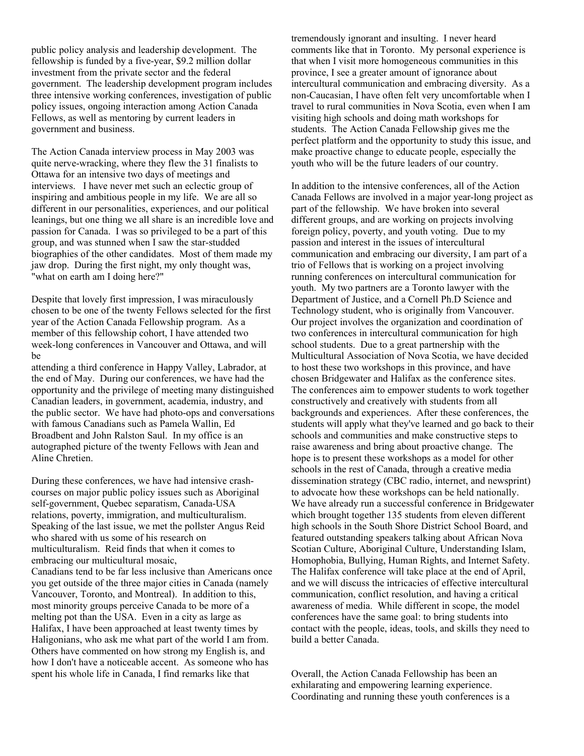public policy analysis and leadership development. The fellowship is funded by a five-year, $9.2 million dollar investment from the private sector and the federal government. The leadership development program includes three intensive working conferences, investigation of public policy issues, ongoing interaction among Action Canada Fellows, as well as mentoring by current leaders in government and business.

The Action Canada interview process in May 2003 was quite nerve-wracking, where they flew the 31 finalists to Ottawa for an intensive two days of meetings and interviews. I have never met such an eclectic group of inspiring and ambitious people in my life. We are all so different in our personalities, experiences, and our political leanings, but one thing we all share is an incredible love and passion for Canada. I was so privileged to be a part of this group, and was stunned when I saw the star-studded biographies of the other candidates. Most of them made my jaw drop. During the first night, my only thought was, "what on earth am I doing here?"

Despite that lovely first impression, I was miraculously chosen to be one of the twenty Fellows selected for the first year of the Action Canada Fellowship program. As a member of this fellowship cohort, I have attended two week-long conferences in Vancouver and Ottawa, and will be attending a third conference in Happy Valley, Labrador, at the end of May. During our conferences, we have had the opportunity and the privilege of meeting many distinguished Canadian leaders, in government, academia, industry, and the public sector. We have had photo-ops and conversations with famous Canadians such as Pamela Wallin, Ed Broadbent and John Ralston Saul. In my office is an autographed picture of the twenty Fellows with Jean and Aline Chretien.

During these conferences, we have had intensive crash-courses on major public policy issues such as Aboriginal self-government, Quebec separatism, Canada-USA relations, poverty, immigration, and multiculturalism. Speaking of the last issue, we met the pollster Angus Reid who shared with us some of his research on multiculturalism. Reid finds that when it comes to embracing our multicultural mosaic, Canadians tend to be far less inclusive than Americans once you get outside of the three major cities in Canada (namely Vancouver, Toronto, and Montreal). In addition to this, most minority groups perceive Canada to be more of a melting pot than the USA. Even in a city as large as Halifax, I have been approached at least twenty times by Haligonians, who ask me what part of the world I am from. Others have commented on how strong my English is, and how I don't have a noticeable accent. As someone who has spent his whole life in Canada, I find remarks like that tremendously ignorant and insulting. I never heard comments like that in Toronto. My personal experience is that when I visit more homogeneous communities in this province, I see a greater amount of ignorance about intercultural communication and embracing diversity. As a non-Caucasian, I have often felt very uncomfortable when I travel to rural communities in Nova Scotia, even when I am visiting high schools and doing math workshops for students. The Action Canada Fellowship gives me the perfect platform and the opportunity to study this issue, and make proactive change to educate people, especially the youth who will be the future leaders of our country.

In addition to the intensive conferences, all of the Action Canada Fellows are involved in a major year-long project as part of the fellowship. We have broken into several different groups, and are working on projects involving foreign policy, poverty, and youth voting. Due to my passion and interest in the issues of intercultural communication and embracing our diversity, I am part of a trio of Fellows that is working on a project involving running conferences on intercultural communication for youth. My two partners are a Toronto lawyer with the Department of Justice, and a Cornell Ph.D Science and Technology student, who is originally from Vancouver. Our project involves the organization and coordination of two conferences in intercultural communication for high school students. Due to a great partnership with the Multicultural Association of Nova Scotia, we have decided to host these two workshops in this province, and have chosen Bridgewater and Halifax as the conference sites. The conferences aim to empower students to work together constructively and creatively with students from all backgrounds and experiences. After these conferences, the students will apply what they've learned and go back to their schools and communities and make constructive steps to raise awareness and bring about proactive change. The hope is to present these workshops as a model for other schools in the rest of Canada, through a creative media dissemination strategy (CBC radio, internet, and newsprint) to advocate how these workshops can be held nationally. We have already run a successful conference in Bridgewater which brought together 135 students from eleven different high schools in the South Shore District School Board, and featured outstanding speakers talking about African Nova Scotian Culture, Aboriginal Culture, Understanding Islam, Homophobia, Bullying, Human Rights, and Internet Safety. The Halifax conference will take place at the end of April, and we will discuss the intricacies of effective intercultural communication, conflict resolution, and having a critical awareness of media. While different in scope, the model conferences have the same goal: to bring students into contact with the people, ideas, tools, and skills they need to build a better Canada.

Overall, the Action Canada Fellowship has been an exhilarating and empowering learning experience. Coordinating and running these youth conferences is a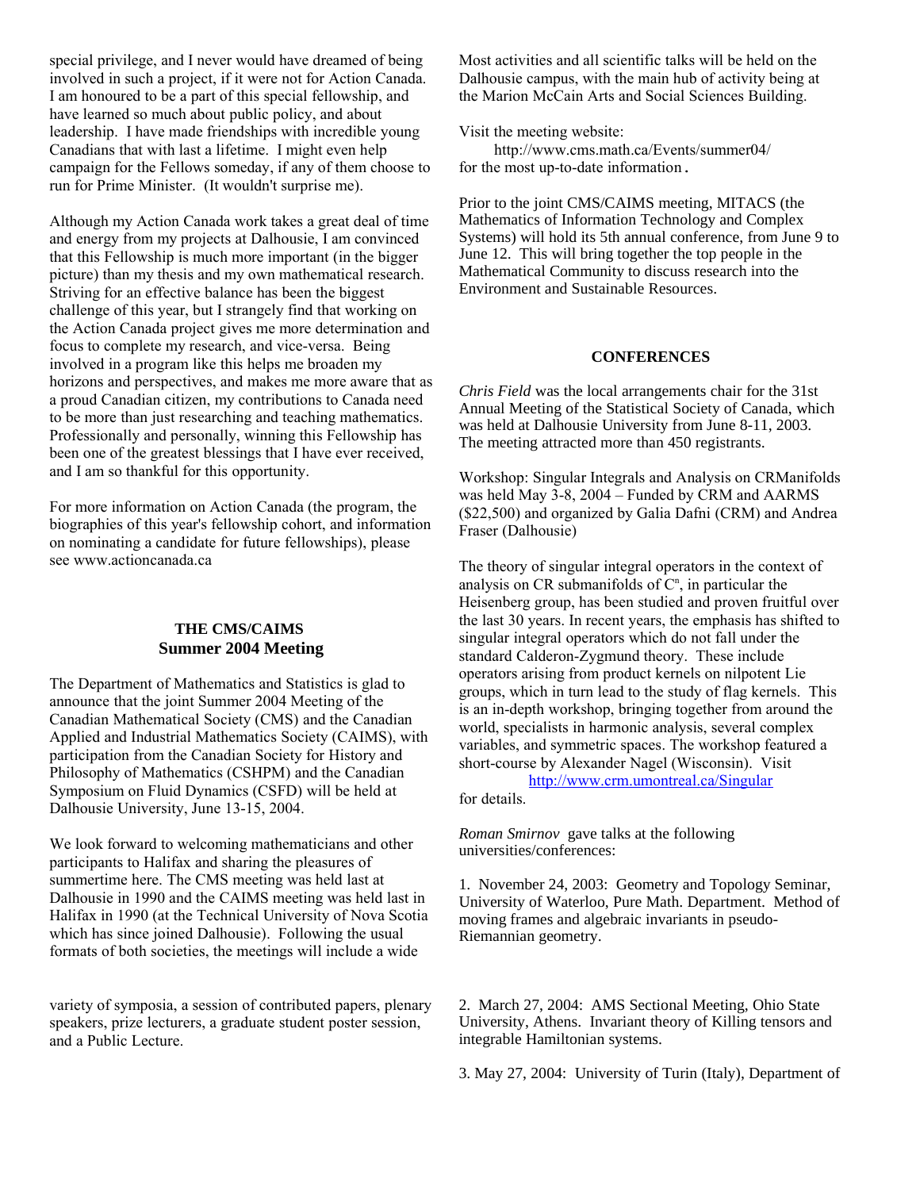special privilege, and I never would have dreamed of being involved in such a project, if it were not for Action Canada. I am honoured to be a part of this special fellowship, and have learned so much about public policy, and about leadership. I have made friendships with incredible young Canadians that with last a lifetime. I might even help campaign for the Fellows someday, if any of them choose to run for Prime Minister. (It wouldn't surprise me).

Although my Action Canada work takes a great deal of time and energy from my projects at Dalhousie, I am convinced that this Fellowship is much more important (in the bigger picture) than my thesis and my own mathematical research. Striving for an effective balance has been the biggest challenge of this year, but I strangely find that working on the Action Canada project gives me more determination and focus to complete my research, and vice-versa. Being involved in a program like this helps me broaden my horizons and perspectives, and makes me more aware that as a proud Canadian citizen, my contributions to Canada need to be more than just researching and teaching mathematics. Professionally and personally, winning this Fellowship has been one of the greatest blessings that I have ever received, and I am so thankful for this opportunity.

For more information on Action Canada (the program, the biographies of this year's fellowship cohort, and information on nominating a candidate for future fellowships), please see www.actioncanada.ca

## THE CMS/CAIMS Summer 2004 Meeting

The Department of Mathematics and Statistics is glad to announce that the joint Summer 2004 Meeting of the Canadian Mathematical Society (CMS) and the Canadian Applied and Industrial Mathematics Society (CAIMS), with participation from the Canadian Society for History and Philosophy of Mathematics (CSHPM) and the Canadian Symposium on Fluid Dynamics (CSFD) will be held at Dalhousie University, June 13-15, 2004.

We look forward to welcoming mathematicians and other participants to Halifax and sharing the pleasures of summertime here. The CMS meeting was held last at Dalhousie in 1990 and the CAIMS meeting was held last in Halifax in 1990 (at the Technical University of Nova Scotia which has since joined Dalhousie). Following the usual formats of both societies, the meetings will include a wide variety of symposia, a session of contributed papers, plenary speakers, prize lecturers, a graduate student poster session, and a Public Lecture.

Most activities and all scientific talks will be held on the Dalhousie campus, with the main hub of activity being at the Marion McCain Arts and Social Sciences Building.

Visit the meeting website:
http://www.cms.math.ca/Events/summer04/
for the most up-to-date information.

Prior to the joint CMS/CAIMS meeting, MITACS (the Mathematics of Information Technology and Complex Systems) will hold its 5th annual conference, from June 9 to June 12. This will bring together the top people in the Mathematical Community to discuss research into the Environment and Sustainable Resources.

## CONFERENCES

*Chris Field* was the local arrangements chair for the 31st Annual Meeting of the Statistical Society of Canada, which was held at Dalhousie University from June 8-11, 2003. The meeting attracted more than 450 registrants.

Workshop: Singular Integrals and Analysis on CRManifolds was held May 3-8, 2004 – Funded by CRM and AARMS ($22,500) and organized by Galia Dafni (CRM) and Andrea Fraser (Dalhousie)

The theory of singular integral operators in the context of analysis on CR submanifolds of $C^n$, in particular the Heisenberg group, has been studied and proven fruitful over the last 30 years. In recent years, the emphasis has shifted to singular integral operators which do not fall under the standard Calderon-Zygmund theory. These include operators arising from product kernels on nilpotent Lie groups, which in turn lead to the study of flag kernels. This is an in-depth workshop, bringing together from around the world, specialists in harmonic analysis, several complex variables, and symmetric spaces. The workshop featured a short-course by Alexander Nagel (Wisconsin). Visit
http://www.crm.umontreal.ca/Singular
for details.

*Roman Smirnov* gave talks at the following universities/conferences:

1. November 24, 2003: Geometry and Topology Seminar, University of Waterloo, Pure Math. Department. Method of moving frames and algebraic invariants in pseudo-Riemannian geometry.

2. March 27, 2004: AMS Sectional Meeting, Ohio State University, Athens. Invariant theory of Killing tensors and integrable Hamiltonian systems.

3. May 27, 2004: University of Turin (Italy), Department of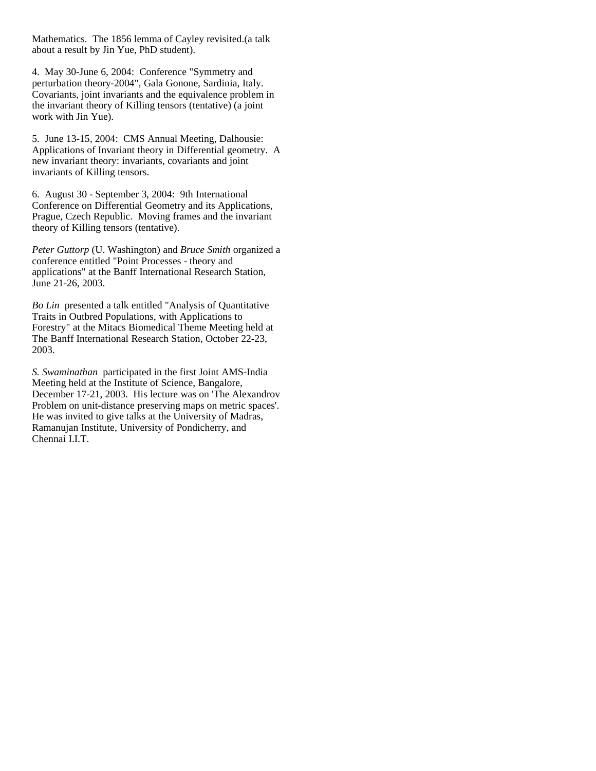Mathematics. The 1856 lemma of Cayley revisited.(a talk about a result by Jin Yue, PhD student).

4. May 30-June 6, 2004: Conference "Symmetry and perturbation theory-2004", Gala Gonone, Sardinia, Italy. Covariants, joint invariants and the equivalence problem in the invariant theory of Killing tensors (tentative) (a joint work with Jin Yue).

5. June 13-15, 2004: CMS Annual Meeting, Dalhousie: Applications of Invariant theory in Differential geometry. A new invariant theory: invariants, covariants and joint invariants of Killing tensors.

6. August 30 - September 3, 2004: 9th International Conference on Differential Geometry and its Applications, Prague, Czech Republic. Moving frames and the invariant theory of Killing tensors (tentative).

*Peter Guttorp* (U. Washington) and *Bruce Smith* organized a conference entitled "Point Processes - theory and applications" at the Banff International Research Station, June 21-26, 2003.

*Bo Lin* presented a talk entitled "Analysis of Quantitative Traits in Outbred Populations, with Applications to Forestry" at the Mitacs Biomedical Theme Meeting held at The Banff International Research Station, October 22-23, 2003.

*S. Swaminathan* participated in the first Joint AMS-India Meeting held at the Institute of Science, Bangalore, December 17-21, 2003. His lecture was on 'The Alexandrov Problem on unit-distance preserving maps on metric spaces'. He was invited to give talks at the University of Madras, Ramanujan Institute, University of Pondicherry, and Chennai I.I.T.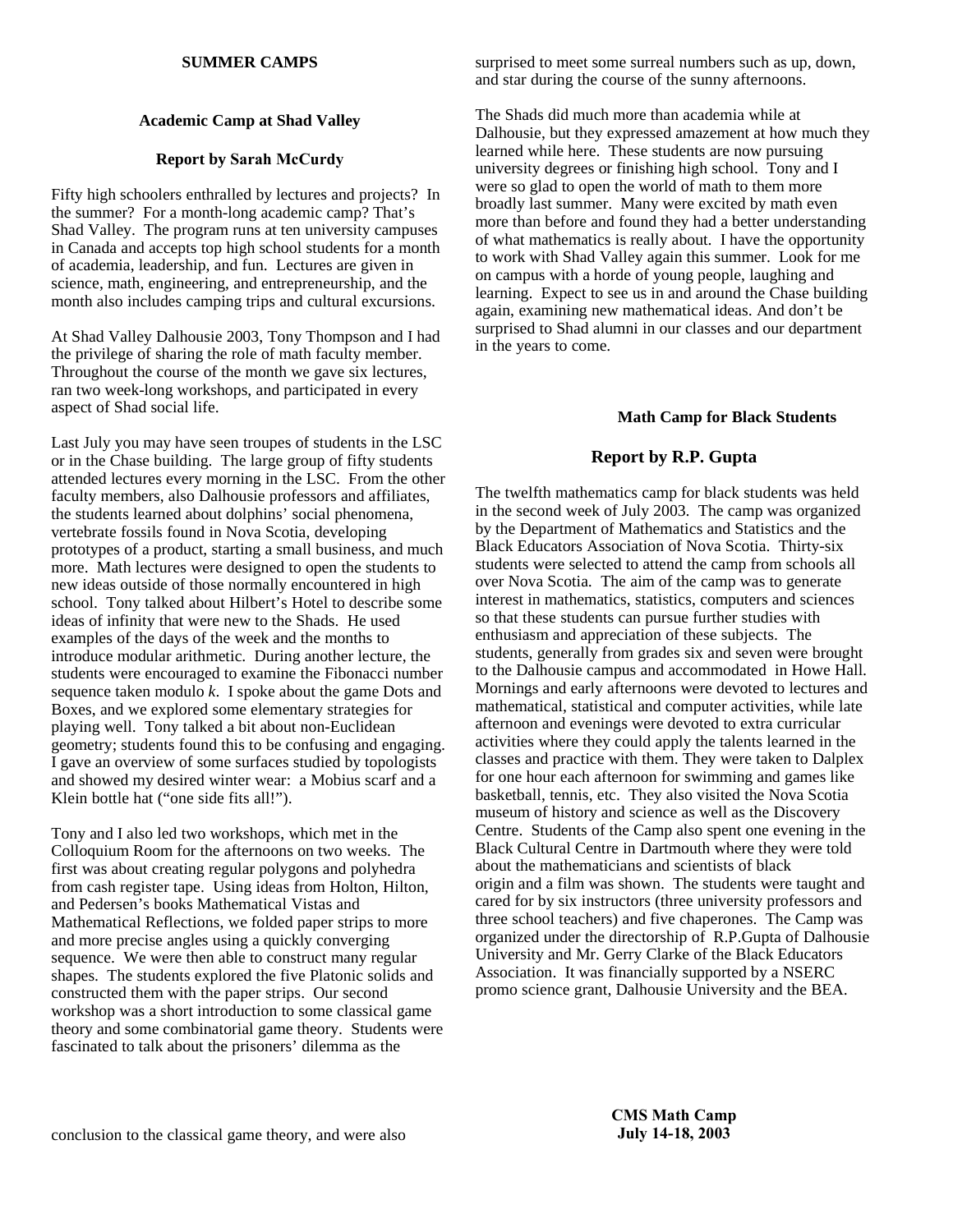## SUMMER CAMPS

### Academic Camp at Shad Valley

**Report by Sarah McCurdy**

Fifty high schoolers enthralled by lectures and projects? In the summer? For a month-long academic camp? That's Shad Valley. The program runs at ten university campuses in Canada and accepts top high school students for a month of academia, leadership, and fun. Lectures are given in science, math, engineering, and entrepreneurship, and the month also includes camping trips and cultural excursions.

At Shad Valley Dalhousie 2003, Tony Thompson and I had the privilege of sharing the role of math faculty member. Throughout the course of the month we gave six lectures, ran two week-long workshops, and participated in every aspect of Shad social life.

Last July you may have seen troupes of students in the LSC or in the Chase building. The large group of fifty students attended lectures every morning in the LSC. From the other faculty members, also Dalhousie professors and affiliates, the students learned about dolphins' social phenomena, vertebrate fossils found in Nova Scotia, developing prototypes of a product, starting a small business, and much more. Math lectures were designed to open the students to new ideas outside of those normally encountered in high school. Tony talked about Hilbert's Hotel to describe some ideas of infinity that were new to the Shads. He used examples of the days of the week and the months to introduce modular arithmetic. During another lecture, the students were encouraged to examine the Fibonacci number sequence taken modulo $k$. I spoke about the game Dots and Boxes, and we explored some elementary strategies for playing well. Tony talked a bit about non-Euclidean geometry; students found this to be confusing and engaging. I gave an overview of some surfaces studied by topologists and showed my desired winter wear: a Mobius scarf and a Klein bottle hat ("one side fits all!").

Tony and I also led two workshops, which met in the Colloquium Room for the afternoons on two weeks. The first was about creating regular polygons and polyhedra from cash register tape. Using ideas from Holton, Hilton, and Pedersen's books Mathematical Vistas and Mathematical Reflections, we folded paper strips to more and more precise angles using a quickly converging sequence. We were then able to construct many regular shapes. The students explored the five Platonic solids and constructed them with the paper strips. Our second workshop was a short introduction to some classical game theory and some combinatorial game theory. Students were fascinated to talk about the prisoners' dilemma as the conclusion to the classical game theory, and were also surprised to meet some surreal numbers such as up, down, and star during the course of the sunny afternoons.

The Shads did much more than academia while at Dalhousie, but they expressed amazement at how much they learned while here. These students are now pursuing university degrees or finishing high school. Tony and I were so glad to open the world of math to them more broadly last summer. Many were excited by math even more than before and found they had a better understanding of what mathematics is really about. I have the opportunity to work with Shad Valley again this summer. Look for me on campus with a horde of young people, laughing and learning. Expect to see us in and around the Chase building again, examining new mathematical ideas. And don't be surprised to Shad alumni in our classes and our department in the years to come.

### Math Camp for Black Students

**Report by R.P. Gupta**

The twelfth mathematics camp for black students was held in the second week of July 2003. The camp was organized by the Department of Mathematics and Statistics and the Black Educators Association of Nova Scotia. Thirty-six students were selected to attend the camp from schools all over Nova Scotia. The aim of the camp was to generate interest in mathematics, statistics, computers and sciences so that these students can pursue further studies with enthusiasm and appreciation of these subjects. The students, generally from grades six and seven were brought to the Dalhousie campus and accommodated in Howe Hall. Mornings and early afternoons were devoted to lectures and mathematical, statistical and computer activities, while late afternoon and evenings were devoted to extra curricular activities where they could apply the talents learned in the classes and practice with them. They were taken to Dalplex for one hour each afternoon for swimming and games like basketball, tennis, etc. They also visited the Nova Scotia museum of history and science as well as the Discovery Centre. Students of the Camp also spent one evening in the Black Cultural Centre in Dartmouth where they were told about the mathematicians and scientists of black origin and a film was shown. The students were taught and cared for by six instructors (three university professors and three school teachers) and five chaperones. The Camp was organized under the directorship of R.P.Gupta of Dalhousie University and Mr. Gerry Clarke of the Black Educators Association. It was financially supported by a NSERC promo science grant, Dalhousie University and the BEA.

### CMS Math Camp
**July 14-18, 2003**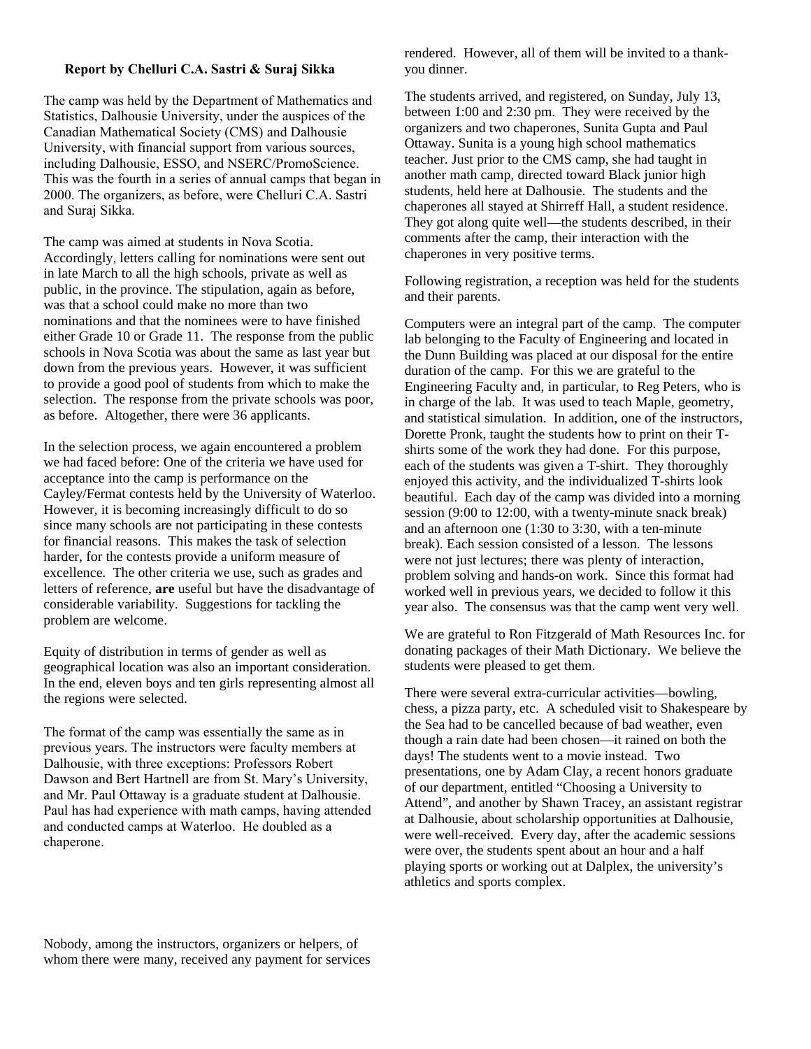**Report by Chelluri C.A. Sastri & Suraj Sikka**

The camp was held by the Department of Mathematics and Statistics, Dalhousie University, under the auspices of the Canadian Mathematical Society (CMS) and Dalhousie University, with financial support from various sources, including Dalhousie, ESSO, and NSERC/PromoScience. This was the fourth in a series of annual camps that began in 2000. The organizers, as before, were Chelluri C.A. Sastri and Suraj Sikka.

The camp was aimed at students in Nova Scotia. Accordingly, letters calling for nominations were sent out in late March to all the high schools, private as well as public, in the province. The stipulation, again as before, was that a school could make no more than two nominations and that the nominees were to have finished either Grade 10 or Grade 11. The response from the public schools in Nova Scotia was about the same as last year but down from the previous years. However, it was sufficient to provide a good pool of students from which to make the selection. The response from the private schools was poor, as before. Altogether, there were 36 applicants.

In the selection process, we again encountered a problem we had faced before: One of the criteria we have used for acceptance into the camp is performance on the Cayley/Fermat contests held by the University of Waterloo. However, it is becoming increasingly difficult to do so since many schools are not participating in these contests for financial reasons. This makes the task of selection harder, for the contests provide a uniform measure of excellence. The other criteria we use, such as grades and letters of reference, **are** useful but have the disadvantage of considerable variability. Suggestions for tackling the problem are welcome.

Equity of distribution in terms of gender as well as geographical location was also an important consideration. In the end, eleven boys and ten girls representing almost all the regions were selected.

The format of the camp was essentially the same as in previous years. The instructors were faculty members at Dalhousie, with three exceptions: Professors Robert Dawson and Bert Hartnell are from St. Mary's University, and Mr. Paul Ottaway is a graduate student at Dalhousie. Paul has had experience with math camps, having attended and conducted camps at Waterloo. He doubled as a chaperone.

Nobody, among the instructors, organizers or helpers, of whom there were many, received any payment for services rendered. However, all of them will be invited to a thank-you dinner.

The students arrived, and registered, on Sunday, July 13, between 1:00 and 2:30 pm. They were received by the organizers and two chaperones, Sunita Gupta and Paul Ottaway. Sunita is a young high school mathematics teacher. Just prior to the CMS camp, she had taught in another math camp, directed toward Black junior high students, held here at Dalhousie. The students and the chaperones all stayed at Shirreff Hall, a student residence. They got along quite well—the students described, in their comments after the camp, their interaction with the chaperones in very positive terms.

Following registration, a reception was held for the students and their parents.

Computers were an integral part of the camp. The computer lab belonging to the Faculty of Engineering and located in the Dunn Building was placed at our disposal for the entire duration of the camp. For this we are grateful to the Engineering Faculty and, in particular, to Reg Peters, who is in charge of the lab. It was used to teach Maple, geometry, and statistical simulation. In addition, one of the instructors, Dorette Pronk, taught the students how to print on their T-shirts some of the work they had done. For this purpose, each of the students was given a T-shirt. They thoroughly enjoyed this activity, and the individualized T-shirts look beautiful. Each day of the camp was divided into a morning session (9:00 to 12:00, with a twenty-minute snack break) and an afternoon one (1:30 to 3:30, with a ten-minute break). Each session consisted of a lesson. The lessons were not just lectures; there was plenty of interaction, problem solving and hands-on work. Since this format had worked well in previous years, we decided to follow it this year also. The consensus was that the camp went very well.

We are grateful to Ron Fitzgerald of Math Resources Inc. for donating packages of their Math Dictionary. We believe the students were pleased to get them.

There were several extra-curricular activities—bowling, chess, a pizza party, etc. A scheduled visit to Shakespeare by the Sea had to be cancelled because of bad weather, even though a rain date had been chosen—it rained on both the days! The students went to a movie instead. Two presentations, one by Adam Clay, a recent honors graduate of our department, entitled "Choosing a University to Attend", and another by Shawn Tracey, an assistant registrar at Dalhousie, about scholarship opportunities at Dalhousie, were well-received. Every day, after the academic sessions were over, the students spent about an hour and a half playing sports or working out at Dalplex, the university's athletics and sports complex.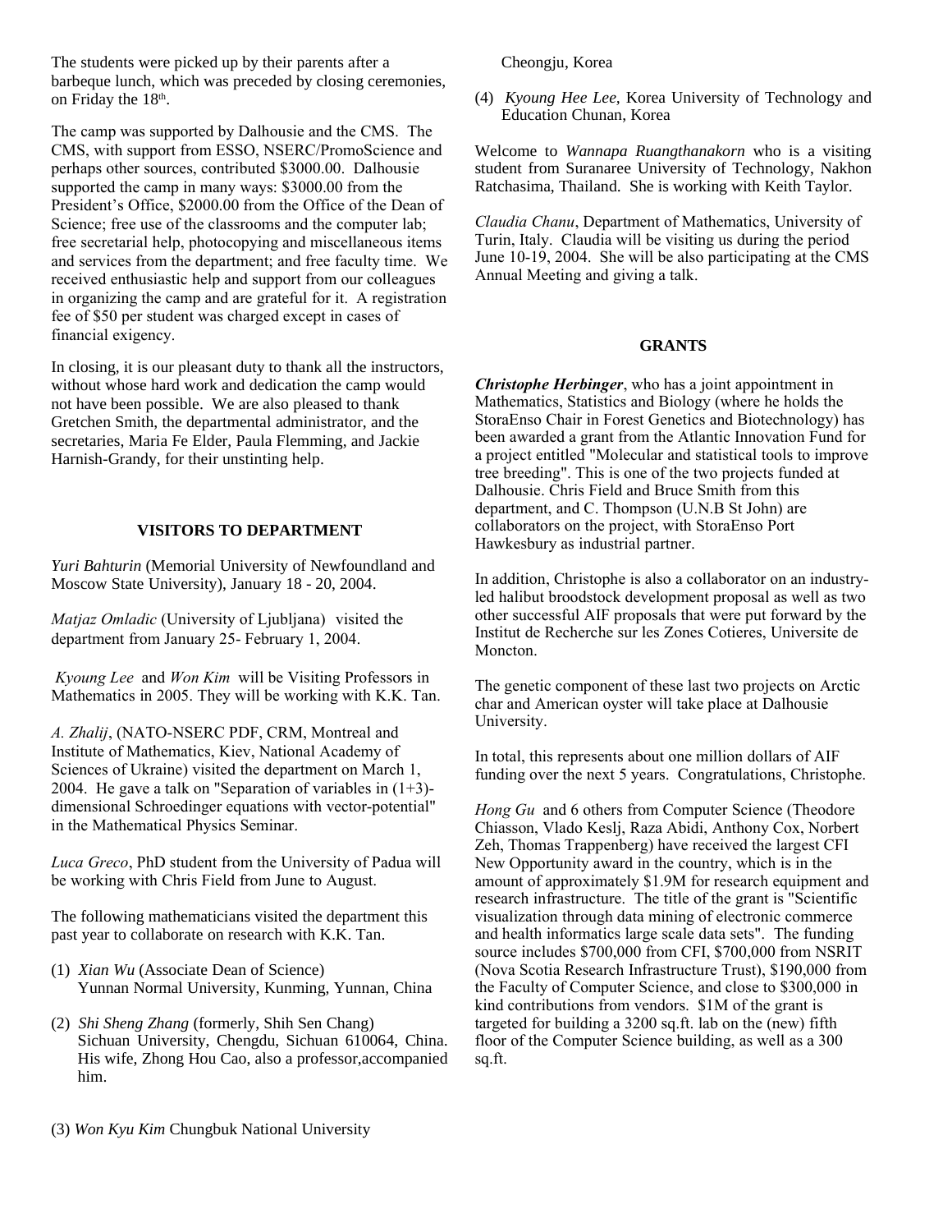The students were picked up by their parents after a barbeque lunch, which was preceded by closing ceremonies, on Friday the 18th.

The camp was supported by Dalhousie and the CMS. The CMS, with support from ESSO, NSERC/PromoScience and perhaps other sources, contributed \$3000.00. Dalhousie supported the camp in many ways: \$3000.00 from the President's Office, \$2000.00 from the Office of the Dean of Science; free use of the classrooms and the computer lab; free secretarial help, photocopying and miscellaneous items and services from the department; and free faculty time. We received enthusiastic help and support from our colleagues in organizing the camp and are grateful for it. A registration fee of \$50 per student was charged except in cases of financial exigency.

In closing, it is our pleasant duty to thank all the instructors, without whose hard work and dedication the camp would not have been possible. We are also pleased to thank Gretchen Smith, the departmental administrator, and the secretaries, Maria Fe Elder, Paula Flemming, and Jackie Harnish-Grandy, for their unstinting help.

## VISITORS TO DEPARTMENT

*Yuri Bahturin* (Memorial University of Newfoundland and Moscow State University), January 18 - 20, 2004.

*Matjaz Omladic* (University of Ljubljana) visited the department from January 25- February 1, 2004.

*Kyoung Lee* and *Won Kim* will be Visiting Professors in Mathematics in 2005. They will be working with K.K. Tan.

*A. Zhalij*, (NATO-NSERC PDF, CRM, Montreal and Institute of Mathematics, Kiev, National Academy of Sciences of Ukraine) visited the department on March 1, 2004. He gave a talk on "Separation of variables in (1+3)-dimensional Schroedinger equations with vector-potential" in the Mathematical Physics Seminar.

*Luca Greco*, PhD student from the University of Padua will be working with Chris Field from June to August.

The following mathematicians visited the department this past year to collaborate on research with K.K. Tan.

(1) *Xian Wu* (Associate Dean of Science) Yunnan Normal University, Kunming, Yunnan, China

(2) *Shi Sheng Zhang* (formerly, Shih Sen Chang) Sichuan University, Chengdu, Sichuan 610064, China. His wife, Zhong Hou Cao, also a professor,accompanied him.

(3) *Won Kyu Kim* Chungbuk National University Cheongju, Korea

(4) *Kyoung Hee Lee*, Korea University of Technology and Education Chunan, Korea

Welcome to *Wannapa Ruangthanakorn* who is a visiting student from Suranaree University of Technology, Nakhon Ratchasima, Thailand. She is working with Keith Taylor.

*Claudia Chanu*, Department of Mathematics, University of Turin, Italy. Claudia will be visiting us during the period June 10-19, 2004. She will be also participating at the CMS Annual Meeting and giving a talk.

## GRANTS

***Christophe Herbinger***, who has a joint appointment in Mathematics, Statistics and Biology (where he holds the StoraEnso Chair in Forest Genetics and Biotechnology) has been awarded a grant from the Atlantic Innovation Fund for a project entitled "Molecular and statistical tools to improve tree breeding". This is one of the two projects funded at Dalhousie. Chris Field and Bruce Smith from this department, and C. Thompson (U.N.B St John) are collaborators on the project, with StoraEnso Port Hawkesbury as industrial partner.

In addition, Christophe is also a collaborator on an industry-led halibut broodstock development proposal as well as two other successful AIF proposals that were put forward by the Institut de Recherche sur les Zones Cotieres, Universite de Moncton.

The genetic component of these last two projects on Arctic char and American oyster will take place at Dalhousie University.

In total, this represents about one million dollars of AIF funding over the next 5 years. Congratulations, Christophe.

*Hong Gu* and 6 others from Computer Science (Theodore Chiasson, Vlado Keslj, Raza Abidi, Anthony Cox, Norbert Zeh, Thomas Trappenberg) have received the largest CFI New Opportunity award in the country, which is in the amount of approximately \$1.9M for research equipment and research infrastructure. The title of the grant is "Scientific visualization through data mining of electronic commerce and health informatics large scale data sets". The funding source includes \$700,000 from CFI, \$700,000 from NSRIT (Nova Scotia Research Infrastructure Trust), \$190,000 from the Faculty of Computer Science, and close to \$300,000 in kind contributions from vendors. \$1M of the grant is targeted for building a 3200 sq.ft. lab on the (new) fifth floor of the Computer Science building, as well as a 300 sq.ft.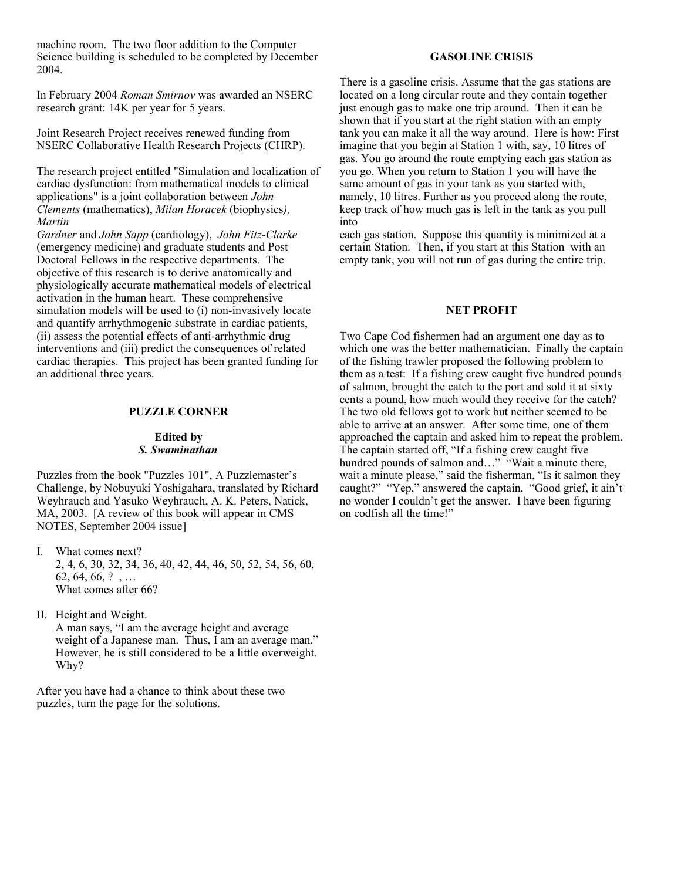machine room. The two floor addition to the Computer Science building is scheduled to be completed by December 2004.

In February 2004 *Roman Smirnov* was awarded an NSERC research grant: 14K per year for 5 years.

Joint Research Project receives renewed funding from NSERC Collaborative Health Research Projects (CHRP).

The research project entitled "Simulation and localization of cardiac dysfunction: from mathematical models to clinical applications" is a joint collaboration between *John Clements* (mathematics), *Milan Horacek* (biophysics), *Martin Gardner* and *John Sapp* (cardiology), *John Fitz-Clarke* (emergency medicine) and graduate students and Post Doctoral Fellows in the respective departments. The objective of this research is to derive anatomically and physiologically accurate mathematical models of electrical activation in the human heart. These comprehensive simulation models will be used to (i) non-invasively locate and quantify arrhythmogenic substrate in cardiac patients, (ii) assess the potential effects of anti-arrhythmic drug interventions and (iii) predict the consequences of related cardiac therapies. This project has been granted funding for an additional three years.

## PUZZLE CORNER

**Edited by**
***S. Swaminathan***

Puzzles from the book "Puzzles 101", A Puzzlemaster's Challenge, by Nobuyuki Yoshigahara, translated by Richard Weyhrauch and Yasuko Weyhrauch, A. K. Peters, Natick, MA, 2003. [A review of this book will appear in CMS NOTES, September 2004 issue]

I. What comes next?
   2, 4, 6, 30, 32, 34, 36, 40, 42, 44, 46, 50, 52, 54, 56, 60, 62, 64, 66, ? , …
   What comes after 66?

II. Height and Weight.
   A man says, "I am the average height and average weight of a Japanese man. Thus, I am an average man." However, he is still considered to be a little overweight. Why?

After you have had a chance to think about these two puzzles, turn the page for the solutions.

## GASOLINE CRISIS

There is a gasoline crisis. Assume that the gas stations are located on a long circular route and they contain together just enough gas to make one trip around. Then it can be shown that if you start at the right station with an empty tank you can make it all the way around. Here is how: First imagine that you begin at Station 1 with, say, 10 litres of gas. You go around the route emptying each gas station as you go. When you return to Station 1 you will have the same amount of gas in your tank as you started with, namely, 10 litres. Further as you proceed along the route, keep track of how much gas is left in the tank as you pull into each gas station. Suppose this quantity is minimized at a certain Station. Then, if you start at this Station with an empty tank, you will not run of gas during the entire trip.

## NET PROFIT

Two Cape Cod fishermen had an argument one day as to which one was the better mathematician. Finally the captain of the fishing trawler proposed the following problem to them as a test: If a fishing crew caught five hundred pounds of salmon, brought the catch to the port and sold it at sixty cents a pound, how much would they receive for the catch? The two old fellows got to work but neither seemed to be able to arrive at an answer. After some time, one of them approached the captain and asked him to repeat the problem. The captain started off, "If a fishing crew caught five hundred pounds of salmon and…" "Wait a minute there, wait a minute please," said the fisherman, "Is it salmon they caught?" "Yep," answered the captain. "Good grief, it ain't no wonder I couldn't get the answer. I have been figuring on codfish all the time!"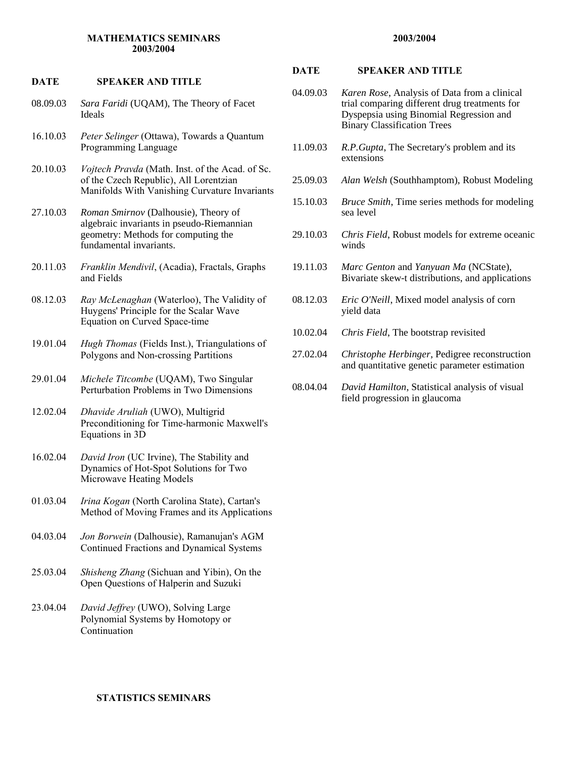## MATHEMATICS SEMINARS 2003/2004

| DATE | SPEAKER AND TITLE |
| --- | --- |
| 08.09.03 | *Sara Faridi* (UQAM), The Theory of Facet Ideals |
| 16.10.03 | *Peter Selinger* (Ottawa), Towards a Quantum Programming Language |
| 20.10.03 | *Vojtech Pravda* (Math. Inst. of the Acad. of Sc. of the Czech Republic), All Lorentzian Manifolds With Vanishing Curvature Invariants |
| 27.10.03 | *Roman Smirnov* (Dalhousie), Theory of algebraic invariants in pseudo-Riemannian geometry: Methods for computing the fundamental invariants. |
| 20.11.03 | *Franklin Mendivil*, (Acadia), Fractals, Graphs and Fields |
| 08.12.03 | *Ray McLenaghan* (Waterloo), The Validity of Huygens' Principle for the Scalar Wave Equation on Curved Space-time |
| 19.01.04 | *Hugh Thomas* (Fields Inst.), Triangulations of Polygons and Non-crossing Partitions |
| 29.01.04 | *Michele Titcombe* (UQAM), Two Singular Perturbation Problems in Two Dimensions |
| 12.02.04 | *Dhavide Aruliah* (UWO), Multigrid Preconditioning for Time-harmonic Maxwell's Equations in 3D |
| 16.02.04 | *David Iron* (UC Irvine), The Stability and Dynamics of Hot-Spot Solutions for Two Microwave Heating Models |
| 01.03.04 | *Irina Kogan* (North Carolina State), Cartan's Method of Moving Frames and its Applications |
| 04.03.04 | *Jon Borwein* (Dalhousie), Ramanujan's AGM Continued Fractions and Dynamical Systems |
| 25.03.04 | *Shisheng Zhang* (Sichuan and Yibin), On the Open Questions of Halperin and Suzuki |
| 23.04.04 | *David Jeffrey* (UWO), Solving Large Polynomial Systems by Homotopy or Continuation |

## STATISTICS SEMINARS 2003/2004

| DATE | SPEAKER AND TITLE |
| --- | --- |
| 04.09.03 | *Karen Rose*, Analysis of Data from a clinical trial comparing different drug treatments for Dyspepsia using Binomial Regression and Binary Classification Trees |
| 11.09.03 | *R.P.Gupta*, The Secretary's problem and its extensions |
| 25.09.03 | *Alan Welsh* (Southhamptom), Robust Modeling |
| 15.10.03 | *Bruce Smith*, Time series methods for modeling sea level |
| 29.10.03 | *Chris Field*, Robust models for extreme oceanic winds |
| 19.11.03 | *Marc Genton* and *Yanyuan Ma* (NCState), Bivariate skew-t distributions, and applications |
| 08.12.03 | *Eric O'Neill*, Mixed model analysis of corn yield data |
| 10.02.04 | *Chris Field*, The bootstrap revisited |
| 27.02.04 | *Christophe Herbinger*, Pedigree reconstruction and quantitative genetic parameter estimation |
| 08.04.04 | *David Hamilton*, Statistical analysis of visual field progression in glaucoma |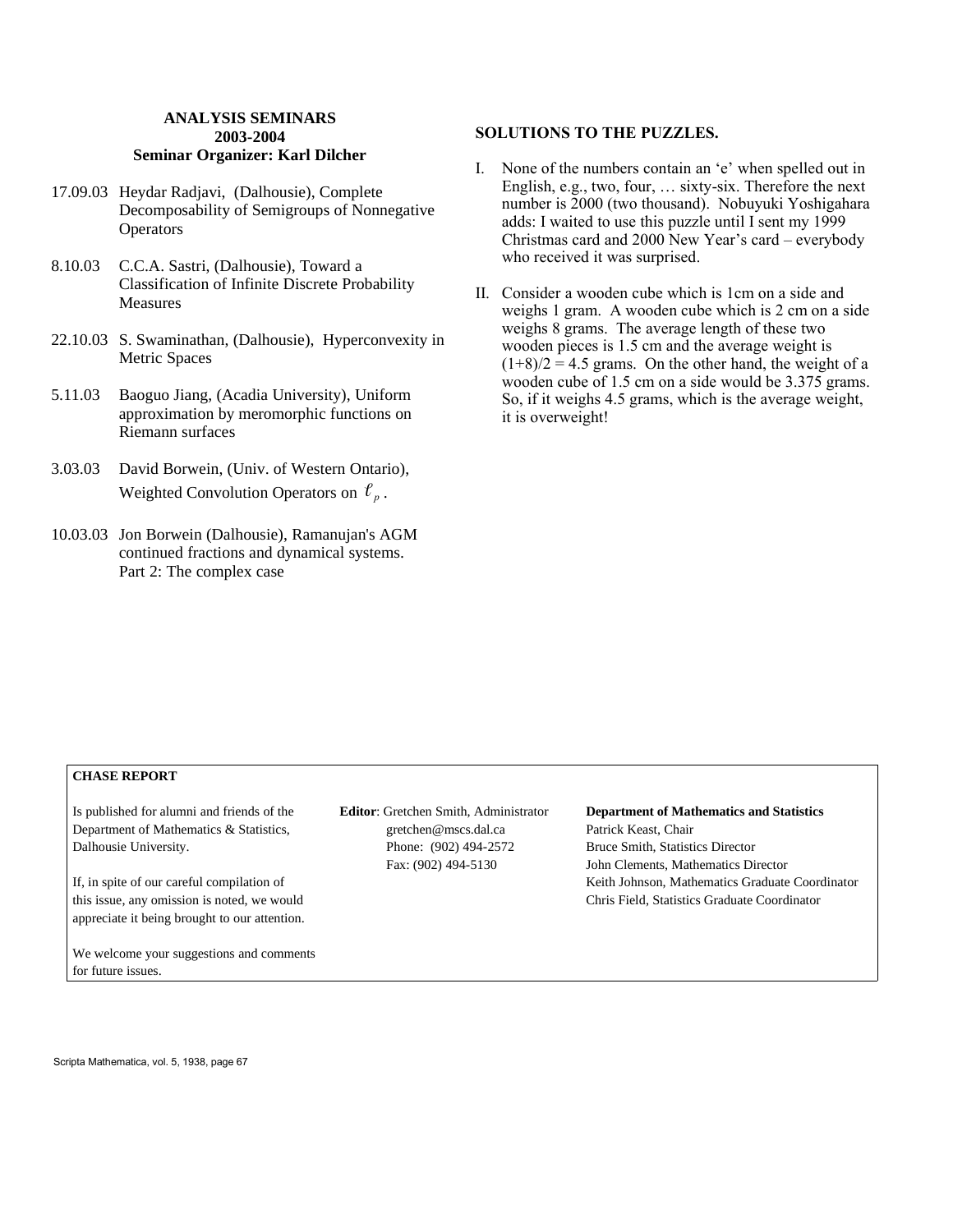## ANALYSIS SEMINARS
## 2003-2004
## Seminar Organizer: Karl Dilcher

17.09.03 Heydar Radjavi, (Dalhousie), Complete Decomposability of Semigroups of Nonnegative Operators

8.10.03 C.C.A. Sastri, (Dalhousie), Toward a Classification of Infinite Discrete Probability Measures

22.10.03 S. Swaminathan, (Dalhousie), Hyperconvexity in Metric Spaces

5.11.03 Baoguo Jiang, (Acadia University), Uniform approximation by meromorphic functions on Riemann surfaces

3.03.03 David Borwein, (Univ. of Western Ontario), Weighted Convolution Operators on $\ell_p$.

10.03.03 Jon Borwein (Dalhousie), Ramanujan's AGM continued fractions and dynamical systems. Part 2: The complex case

## SOLUTIONS TO THE PUZZLES.

I. None of the numbers contain an 'e' when spelled out in English, e.g., two, four, … sixty-six. Therefore the next number is 2000 (two thousand). Nobuyuki Yoshigahara adds: I waited to use this puzzle until I sent my 1999 Christmas card and 2000 New Year's card – everybody who received it was surprised.

II. Consider a wooden cube which is 1cm on a side and weighs 1 gram. A wooden cube which is 2 cm on a side weighs 8 grams. The average length of these two wooden pieces is 1.5 cm and the average weight is $(1+8)/2 = 4.5$ grams. On the other hand, the weight of a wooden cube of 1.5 cm on a side would be 3.375 grams. So, if it weighs 4.5 grams, which is the average weight, it is overweight!

**CHASE REPORT**

Is published for alumni and friends of the Department of Mathematics & Statistics, Dalhousie University.

If, in spite of our careful compilation of this issue, any omission is noted, we would appreciate it being brought to our attention.

We welcome your suggestions and comments for future issues.

**Editor**: Gretchen Smith, Administrator
gretchen@mscs.dal.ca
Phone: (902) 494-2572
Fax: (902) 494-5130

**Department of Mathematics and Statistics**
Patrick Keast, Chair
Bruce Smith, Statistics Director
John Clements, Mathematics Director
Keith Johnson, Mathematics Graduate Coordinator
Chris Field, Statistics Graduate Coordinator

Scripta Mathematica, vol. 5, 1938, page 67